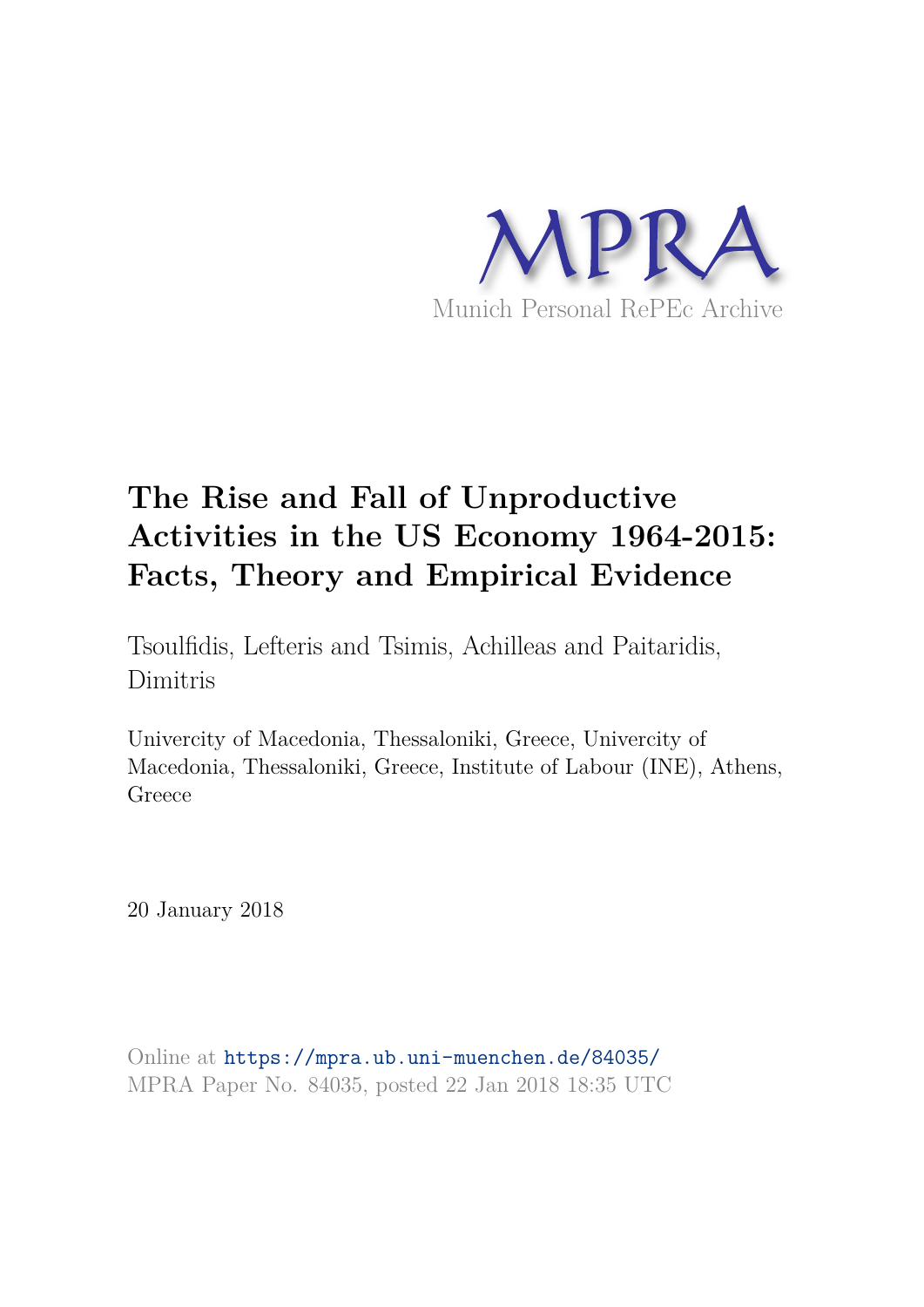MPRA

Munich Personal RePEc Archive

# The Rise and Fall of Unproductive Activities in the US Economy 1964-2015: Facts, Theory and Empirical Evidence

Tsoulfidis, Lefteris and Tsimis, Achilleas and Paitaridis, Dimitris

Univercity of Macedonia, Thessaloniki, Greece, Univercity of Macedonia, Thessaloniki, Greece, Institute of Labour (INE), Athens, Greece

20 January 2018

Online at https://mpra.ub.uni-muenchen.de/84035/
MPRA Paper No. 84035, posted 22 Jan 2018 18:35 UTC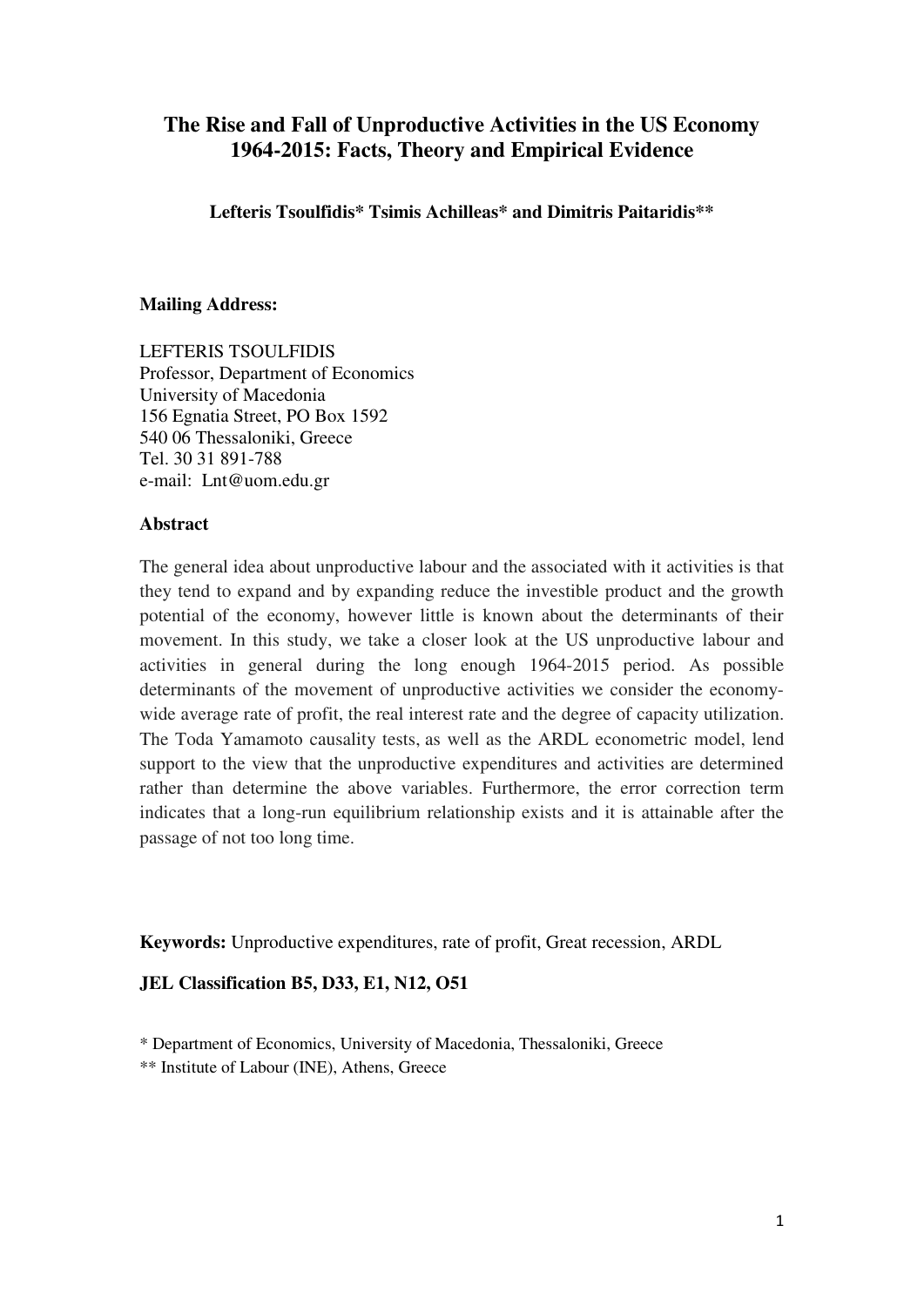# The Rise and Fall of Unproductive Activities in the US Economy 1964-2015: Facts, Theory and Empirical Evidence

**Lefteris Tsoulfidis* Tsimis Achilleas* and Dimitris Paitaridis****

**Mailing Address:**

LEFTERIS TSOULFIDIS
Professor, Department of Economics
University of Macedonia
156 Egnatia Street, PO Box 1592
540 06 Thessaloniki, Greece
Tel. 30 31 891-788
e-mail: Lnt@uom.edu.gr

**Abstract**

The general idea about unproductive labour and the associated with it activities is that they tend to expand and by expanding reduce the investible product and the growth potential of the economy, however little is known about the determinants of their movement. In this study, we take a closer look at the US unproductive labour and activities in general during the long enough 1964-2015 period. As possible determinants of the movement of unproductive activities we consider the economy-wide average rate of profit, the real interest rate and the degree of capacity utilization. The Toda Yamamoto causality tests, as well as the ARDL econometric model, lend support to the view that the unproductive expenditures and activities are determined rather than determine the above variables. Furthermore, the error correction term indicates that a long-run equilibrium relationship exists and it is attainable after the passage of not too long time.

**Keywords:** Unproductive expenditures, rate of profit, Great recession, ARDL

**JEL Classification B5, D33, E1, N12, O51**

* Department of Economics, University of Macedonia, Thessaloniki, Greece
** Institute of Labour (INE), Athens, Greece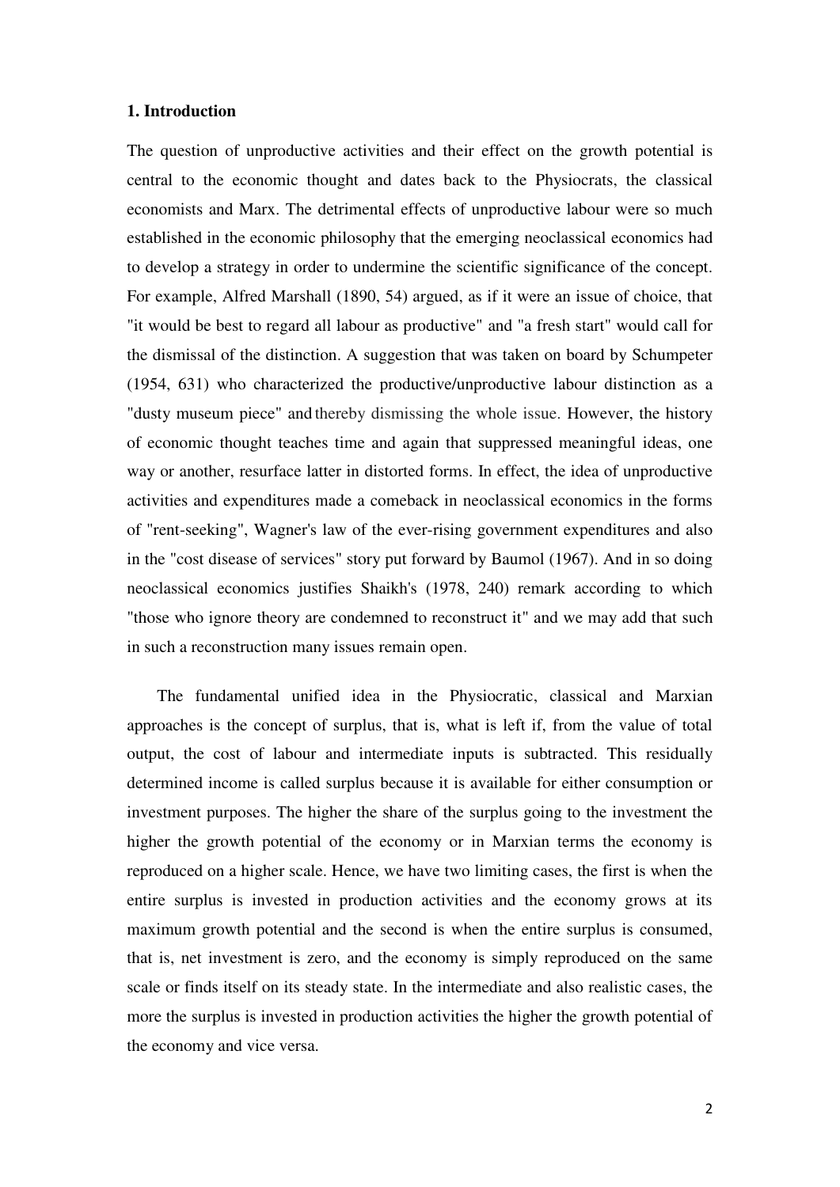## 1. Introduction

The question of unproductive activities and their effect on the growth potential is central to the economic thought and dates back to the Physiocrats, the classical economists and Marx. The detrimental effects of unproductive labour were so much established in the economic philosophy that the emerging neoclassical economics had to develop a strategy in order to undermine the scientific significance of the concept. For example, Alfred Marshall (1890, 54) argued, as if it were an issue of choice, that "it would be best to regard all labour as productive" and "a fresh start" would call for the dismissal of the distinction. A suggestion that was taken on board by Schumpeter (1954, 631) who characterized the productive/unproductive labour distinction as a "dusty museum piece" and thereby dismissing the whole issue. However, the history of economic thought teaches time and again that suppressed meaningful ideas, one way or another, resurface latter in distorted forms. In effect, the idea of unproductive activities and expenditures made a comeback in neoclassical economics in the forms of "rent-seeking", Wagner's law of the ever-rising government expenditures and also in the "cost disease of services" story put forward by Baumol (1967). And in so doing neoclassical economics justifies Shaikh's (1978, 240) remark according to which "those who ignore theory are condemned to reconstruct it" and we may add that such in such a reconstruction many issues remain open.

The fundamental unified idea in the Physiocratic, classical and Marxian approaches is the concept of surplus, that is, what is left if, from the value of total output, the cost of labour and intermediate inputs is subtracted. This residually determined income is called surplus because it is available for either consumption or investment purposes. The higher the share of the surplus going to the investment the higher the growth potential of the economy or in Marxian terms the economy is reproduced on a higher scale. Hence, we have two limiting cases, the first is when the entire surplus is invested in production activities and the economy grows at its maximum growth potential and the second is when the entire surplus is consumed, that is, net investment is zero, and the economy is simply reproduced on the same scale or finds itself on its steady state. In the intermediate and also realistic cases, the more the surplus is invested in production activities the higher the growth potential of the economy and vice versa.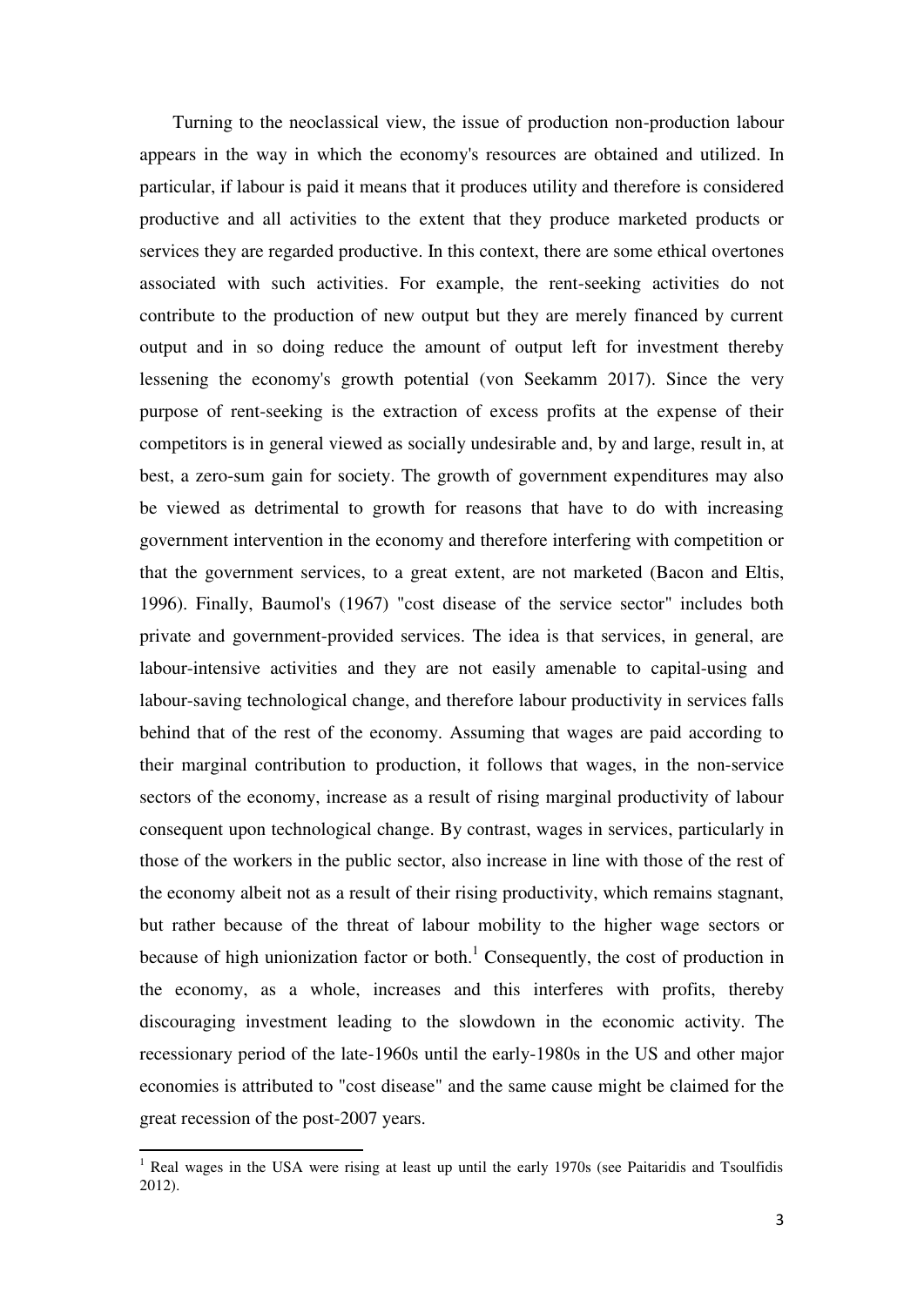Turning to the neoclassical view, the issue of production non-production labour appears in the way in which the economy's resources are obtained and utilized. In particular, if labour is paid it means that it produces utility and therefore is considered productive and all activities to the extent that they produce marketed products or services they are regarded productive. In this context, there are some ethical overtones associated with such activities. For example, the rent-seeking activities do not contribute to the production of new output but they are merely financed by current output and in so doing reduce the amount of output left for investment thereby lessening the economy's growth potential (von Seekamm 2017). Since the very purpose of rent-seeking is the extraction of excess profits at the expense of their competitors is in general viewed as socially undesirable and, by and large, result in, at best, a zero-sum gain for society. The growth of government expenditures may also be viewed as detrimental to growth for reasons that have to do with increasing government intervention in the economy and therefore interfering with competition or that the government services, to a great extent, are not marketed (Bacon and Eltis, 1996). Finally, Baumol's (1967) "cost disease of the service sector" includes both private and government-provided services. The idea is that services, in general, are labour-intensive activities and they are not easily amenable to capital-using and labour-saving technological change, and therefore labour productivity in services falls behind that of the rest of the economy. Assuming that wages are paid according to their marginal contribution to production, it follows that wages, in the non-service sectors of the economy, increase as a result of rising marginal productivity of labour consequent upon technological change. By contrast, wages in services, particularly in those of the workers in the public sector, also increase in line with those of the rest of the economy albeit not as a result of their rising productivity, which remains stagnant, but rather because of the threat of labour mobility to the higher wage sectors or because of high unionization factor or both.[1] Consequently, the cost of production in the economy, as a whole, increases and this interferes with profits, thereby discouraging investment leading to the slowdown in the economic activity. The recessionary period of the late-1960s until the early-1980s in the US and other major economies is attributed to "cost disease" and the same cause might be claimed for the great recession of the post-2007 years.

[1] Real wages in the USA were rising at least up until the early 1970s (see Paitaridis and Tsoulfidis 2012).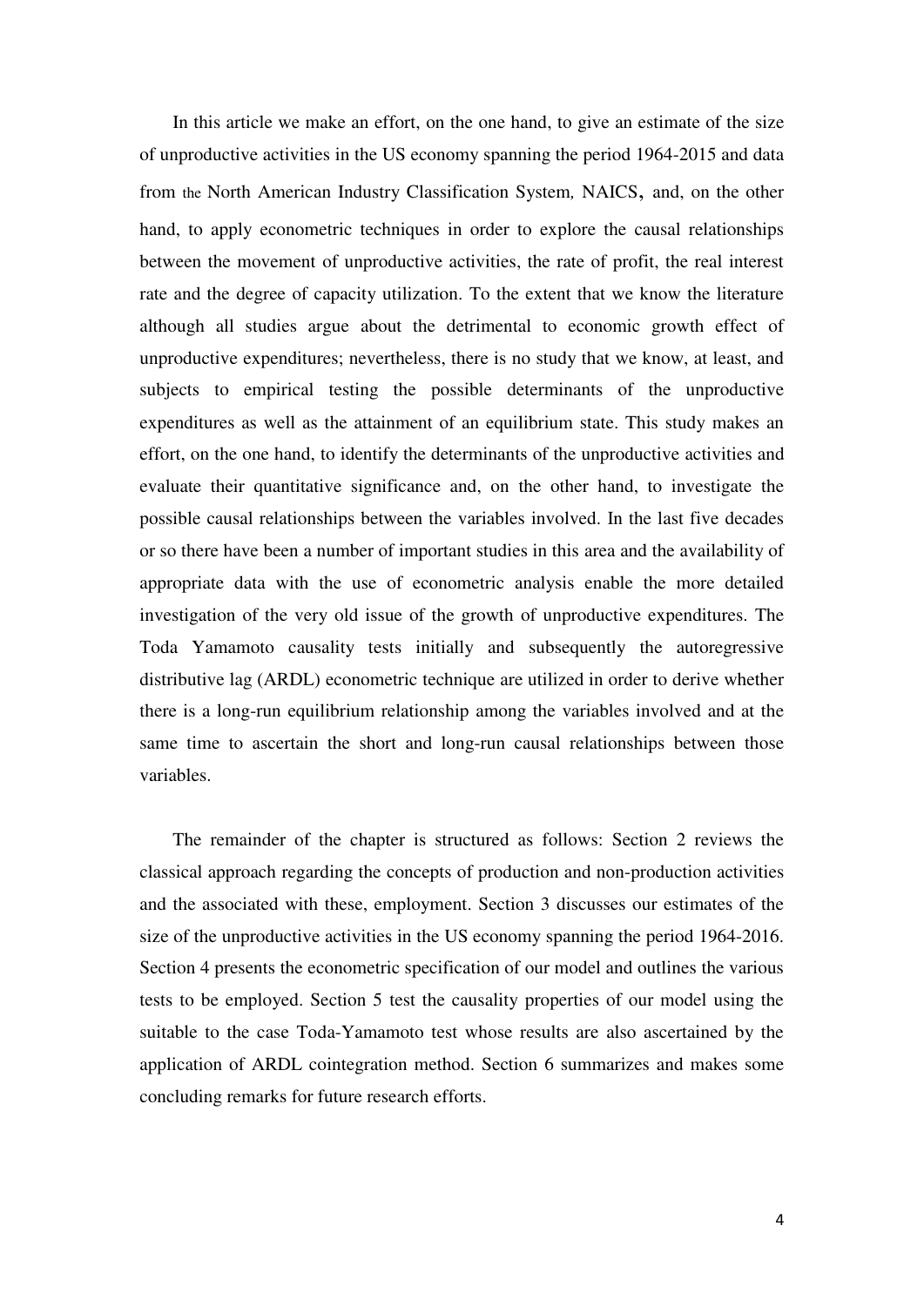In this article we make an effort, on the one hand, to give an estimate of the size of unproductive activities in the US economy spanning the period 1964-2015 and data from the North American Industry Classification System, NAICS, and, on the other hand, to apply econometric techniques in order to explore the causal relationships between the movement of unproductive activities, the rate of profit, the real interest rate and the degree of capacity utilization. To the extent that we know the literature although all studies argue about the detrimental to economic growth effect of unproductive expenditures; nevertheless, there is no study that we know, at least, and subjects to empirical testing the possible determinants of the unproductive expenditures as well as the attainment of an equilibrium state. This study makes an effort, on the one hand, to identify the determinants of the unproductive activities and evaluate their quantitative significance and, on the other hand, to investigate the possible causal relationships between the variables involved. In the last five decades or so there have been a number of important studies in this area and the availability of appropriate data with the use of econometric analysis enable the more detailed investigation of the very old issue of the growth of unproductive expenditures. The Toda Yamamoto causality tests initially and subsequently the autoregressive distributive lag (ARDL) econometric technique are utilized in order to derive whether there is a long-run equilibrium relationship among the variables involved and at the same time to ascertain the short and long-run causal relationships between those variables.

The remainder of the chapter is structured as follows: Section 2 reviews the classical approach regarding the concepts of production and non-production activities and the associated with these, employment. Section 3 discusses our estimates of the size of the unproductive activities in the US economy spanning the period 1964-2016. Section 4 presents the econometric specification of our model and outlines the various tests to be employed. Section 5 test the causality properties of our model using the suitable to the case Toda-Yamamoto test whose results are also ascertained by the application of ARDL cointegration method. Section 6 summarizes and makes some concluding remarks for future research efforts.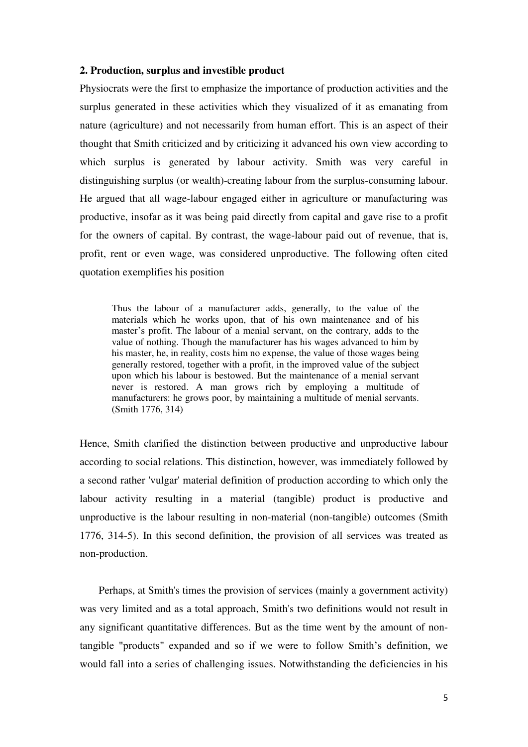### 2. Production, surplus and investible product

Physiocrats were the first to emphasize the importance of production activities and the surplus generated in these activities which they visualized of it as emanating from nature (agriculture) and not necessarily from human effort. This is an aspect of their thought that Smith criticized and by criticizing it advanced his own view according to which surplus is generated by labour activity. Smith was very careful in distinguishing surplus (or wealth)-creating labour from the surplus-consuming labour. He argued that all wage-labour engaged either in agriculture or manufacturing was productive, insofar as it was being paid directly from capital and gave rise to a profit for the owners of capital. By contrast, the wage-labour paid out of revenue, that is, profit, rent or even wage, was considered unproductive. The following often cited quotation exemplifies his position

> Thus the labour of a manufacturer adds, generally, to the value of the materials which he works upon, that of his own maintenance and of his master's profit. The labour of a menial servant, on the contrary, adds to the value of nothing. Though the manufacturer has his wages advanced to him by his master, he, in reality, costs him no expense, the value of those wages being generally restored, together with a profit, in the improved value of the subject upon which his labour is bestowed. But the maintenance of a menial servant never is restored. A man grows rich by employing a multitude of manufacturers: he grows poor, by maintaining a multitude of menial servants. (Smith 1776, 314)

Hence, Smith clarified the distinction between productive and unproductive labour according to social relations. This distinction, however, was immediately followed by a second rather 'vulgar' material definition of production according to which only the labour activity resulting in a material (tangible) product is productive and unproductive is the labour resulting in non-material (non-tangible) outcomes (Smith 1776, 314-5). In this second definition, the provision of all services was treated as non-production.

Perhaps, at Smith's times the provision of services (mainly a government activity) was very limited and as a total approach, Smith's two definitions would not result in any significant quantitative differences. But as the time went by the amount of non-tangible "products" expanded and so if we were to follow Smith's definition, we would fall into a series of challenging issues. Notwithstanding the deficiencies in his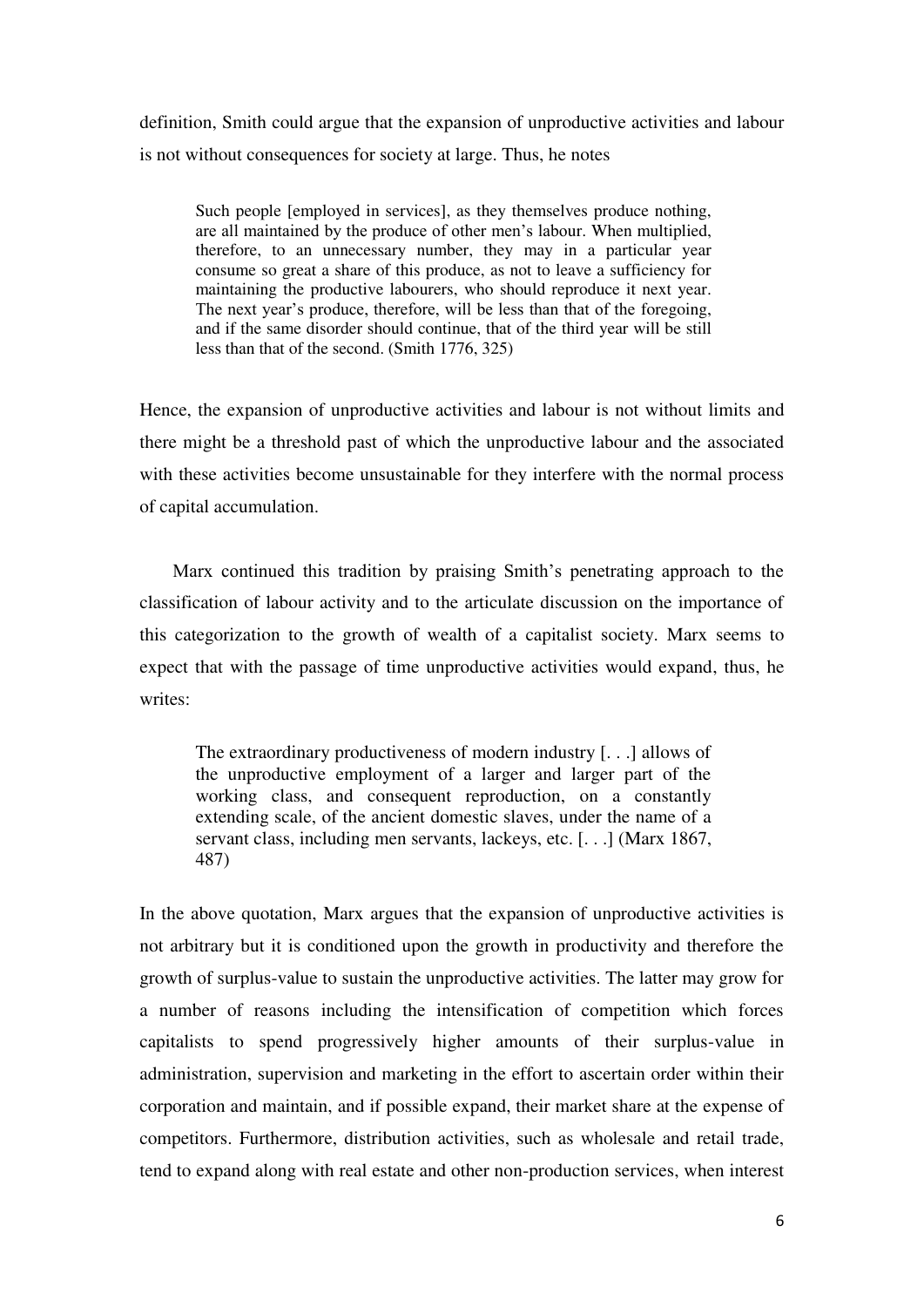definition, Smith could argue that the expansion of unproductive activities and labour is not without consequences for society at large. Thus, he notes

> Such people [employed in services], as they themselves produce nothing, are all maintained by the produce of other men's labour. When multiplied, therefore, to an unnecessary number, they may in a particular year consume so great a share of this produce, as not to leave a sufficiency for maintaining the productive labourers, who should reproduce it next year. The next year's produce, therefore, will be less than that of the foregoing, and if the same disorder should continue, that of the third year will be still less than that of the second. (Smith 1776, 325)

Hence, the expansion of unproductive activities and labour is not without limits and there might be a threshold past of which the unproductive labour and the associated with these activities become unsustainable for they interfere with the normal process of capital accumulation.

Marx continued this tradition by praising Smith's penetrating approach to the classification of labour activity and to the articulate discussion on the importance of this categorization to the growth of wealth of a capitalist society. Marx seems to expect that with the passage of time unproductive activities would expand, thus, he writes:

> The extraordinary productiveness of modern industry [. . .] allows of the unproductive employment of a larger and larger part of the working class, and consequent reproduction, on a constantly extending scale, of the ancient domestic slaves, under the name of a servant class, including men servants, lackeys, etc. [. . .] (Marx 1867, 487)

In the above quotation, Marx argues that the expansion of unproductive activities is not arbitrary but it is conditioned upon the growth in productivity and therefore the growth of surplus-value to sustain the unproductive activities. The latter may grow for a number of reasons including the intensification of competition which forces capitalists to spend progressively higher amounts of their surplus-value in administration, supervision and marketing in the effort to ascertain order within their corporation and maintain, and if possible expand, their market share at the expense of competitors. Furthermore, distribution activities, such as wholesale and retail trade, tend to expand along with real estate and other non-production services, when interest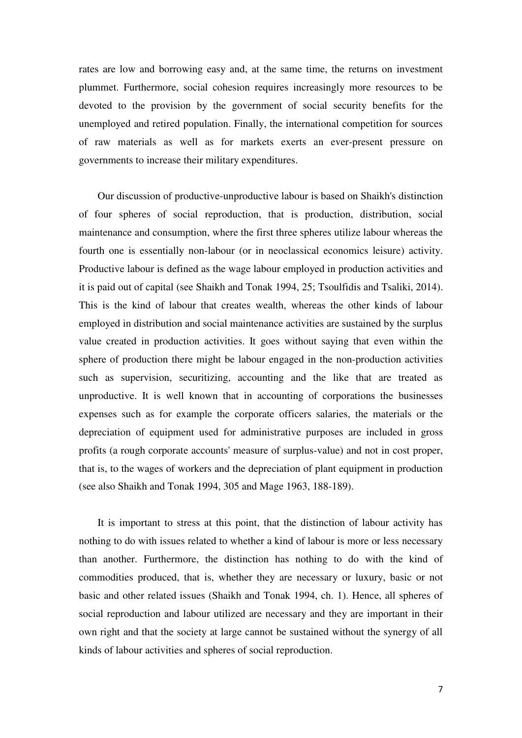rates are low and borrowing easy and, at the same time, the returns on investment plummet. Furthermore, social cohesion requires increasingly more resources to be devoted to the provision by the government of social security benefits for the unemployed and retired population. Finally, the international competition for sources of raw materials as well as for markets exerts an ever-present pressure on governments to increase their military expenditures.

Our discussion of productive-unproductive labour is based on Shaikh's distinction of four spheres of social reproduction, that is production, distribution, social maintenance and consumption, where the first three spheres utilize labour whereas the fourth one is essentially non-labour (or in neoclassical economics leisure) activity. Productive labour is defined as the wage labour employed in production activities and it is paid out of capital (see Shaikh and Tonak 1994, 25; Tsoulfidis and Tsaliki, 2014). This is the kind of labour that creates wealth, whereas the other kinds of labour employed in distribution and social maintenance activities are sustained by the surplus value created in production activities. It goes without saying that even within the sphere of production there might be labour engaged in the non-production activities such as supervision, securitizing, accounting and the like that are treated as unproductive. It is well known that in accounting of corporations the businesses expenses such as for example the corporate officers salaries, the materials or the depreciation of equipment used for administrative purposes are included in gross profits (a rough corporate accounts' measure of surplus-value) and not in cost proper, that is, to the wages of workers and the depreciation of plant equipment in production (see also Shaikh and Tonak 1994, 305 and Mage 1963, 188-189).

It is important to stress at this point, that the distinction of labour activity has nothing to do with issues related to whether a kind of labour is more or less necessary than another. Furthermore, the distinction has nothing to do with the kind of commodities produced, that is, whether they are necessary or luxury, basic or not basic and other related issues (Shaikh and Tonak 1994, ch. 1). Hence, all spheres of social reproduction and labour utilized are necessary and they are important in their own right and that the society at large cannot be sustained without the synergy of all kinds of labour activities and spheres of social reproduction.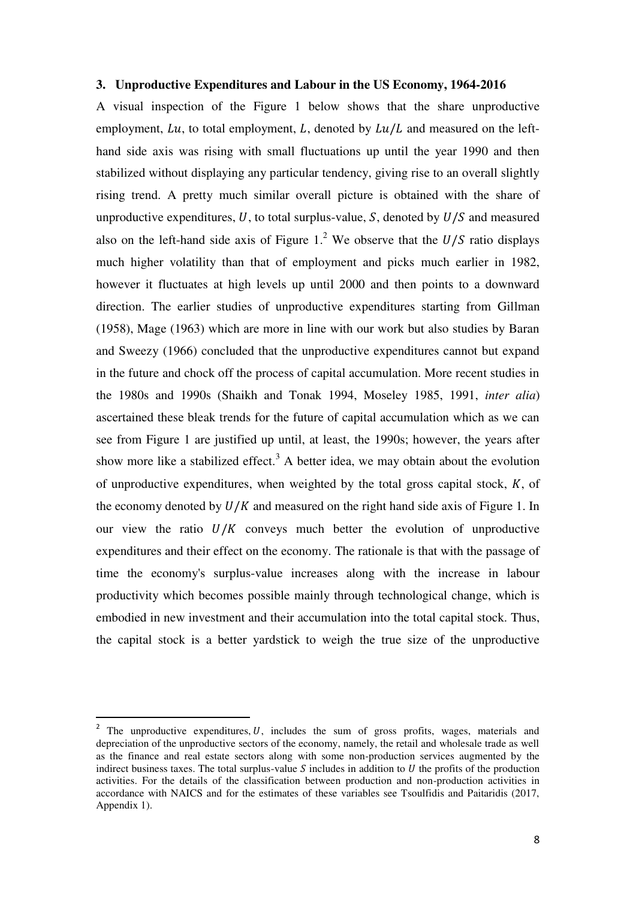### 3. Unproductive Expenditures and Labour in the US Economy, 1964-2016

A visual inspection of the Figure 1 below shows that the share unproductive employment, $Lu$, to total employment, $L$, denoted by $Lu/L$ and measured on the left-hand side axis was rising with small fluctuations up until the year 1990 and then stabilized without displaying any particular tendency, giving rise to an overall slightly rising trend. A pretty much similar overall picture is obtained with the share of unproductive expenditures, $U$, to total surplus-value, $S$, denoted by $U/S$ and measured also on the left-hand side axis of Figure 1.[2] We observe that the $U/S$ ratio displays much higher volatility than that of employment and picks much earlier in 1982, however it fluctuates at high levels up until 2000 and then points to a downward direction. The earlier studies of unproductive expenditures starting from Gillman (1958), Mage (1963) which are more in line with our work but also studies by Baran and Sweezy (1966) concluded that the unproductive expenditures cannot but expand in the future and chock off the process of capital accumulation. More recent studies in the 1980s and 1990s (Shaikh and Tonak 1994, Moseley 1985, 1991, *inter alia*) ascertained these bleak trends for the future of capital accumulation which as we can see from Figure 1 are justified up until, at least, the 1990s; however, the years after show more like a stabilized effect.[3] A better idea, we may obtain about the evolution of unproductive expenditures, when weighted by the total gross capital stock, $K$, of the economy denoted by $U/K$ and measured on the right hand side axis of Figure 1. In our view the ratio $U/K$ conveys much better the evolution of unproductive expenditures and their effect on the economy. The rationale is that with the passage of time the economy's surplus-value increases along with the increase in labour productivity which becomes possible mainly through technological change, which is embodied in new investment and their accumulation into the total capital stock. Thus, the capital stock is a better yardstick to weigh the true size of the unproductive

---

[2] The unproductive expenditures, $U$, includes the sum of gross profits, wages, materials and depreciation of the unproductive sectors of the economy, namely, the retail and wholesale trade as well as the finance and real estate sectors along with some non-production services augmented by the indirect business taxes. The total surplus-value $S$ includes in addition to $U$ the profits of the production activities. For the details of the classification between production and non-production activities in accordance with NAICS and for the estimates of these variables see Tsoulfidis and Paitaridis (2017, Appendix 1).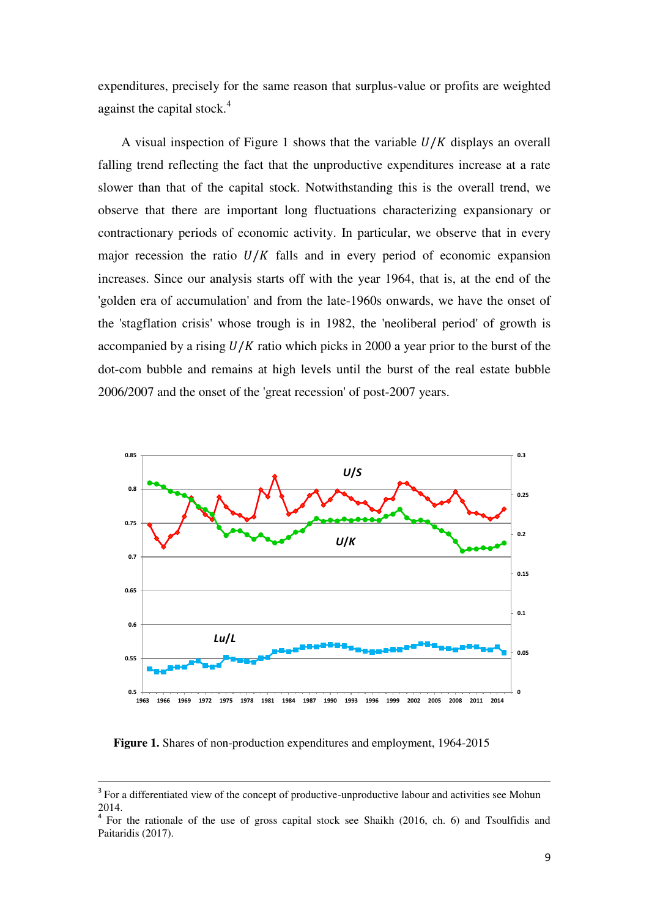expenditures, precisely for the same reason that surplus-value or profits are weighted against the capital stock.[4]

A visual inspection of Figure 1 shows that the variable $U/K$ displays an overall falling trend reflecting the fact that the unproductive expenditures increase at a rate slower than that of the capital stock. Notwithstanding this is the overall trend, we observe that there are important long fluctuations characterizing expansionary or contractionary periods of economic activity. In particular, we observe that in every major recession the ratio $U/K$ falls and in every period of economic expansion increases. Since our analysis starts off with the year 1964, that is, at the end of the 'golden era of accumulation' and from the late-1960s onwards, we have the onset of the 'stagflation crisis' whose trough is in 1982, the 'neoliberal period' of growth is accompanied by a rising $U/K$ ratio which picks in 2000 a year prior to the burst of the dot-com bubble and remains at high levels until the burst of the real estate bubble 2006/2007 and the onset of the 'great recession' of post-2007 years.

**Figure 1.** Shares of non-production expenditures and employment, 1964-2015

---

[3] For a differentiated view of the concept of productive-unproductive labour and activities see Mohun 2014.

[4] For the rationale of the use of gross capital stock see Shaikh (2016, ch. 6) and Tsoulfidis and Paitaridis (2017).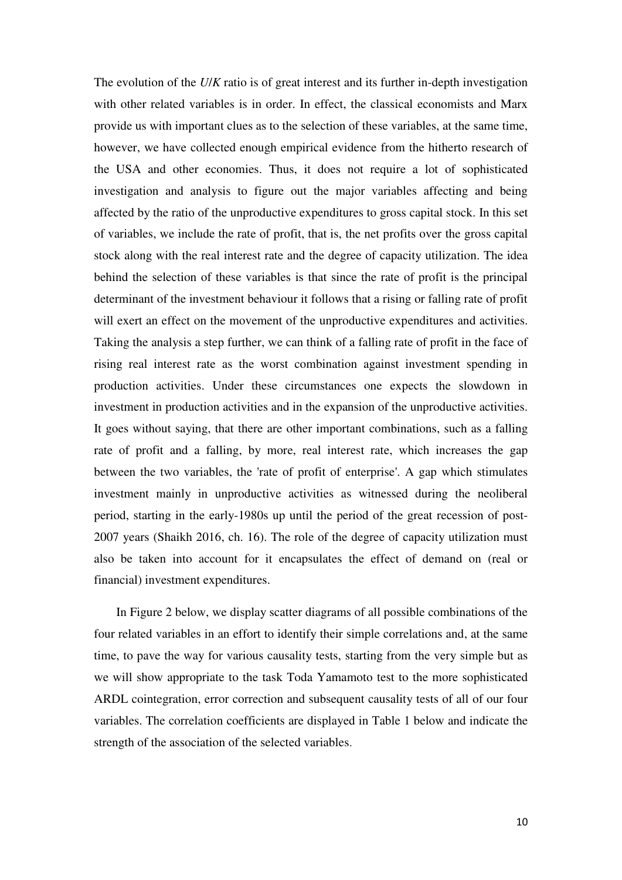The evolution of the *U*/*K* ratio is of great interest and its further in-depth investigation with other related variables is in order. In effect, the classical economists and Marx provide us with important clues as to the selection of these variables, at the same time, however, we have collected enough empirical evidence from the hitherto research of the USA and other economies. Thus, it does not require a lot of sophisticated investigation and analysis to figure out the major variables affecting and being affected by the ratio of the unproductive expenditures to gross capital stock. In this set of variables, we include the rate of profit, that is, the net profits over the gross capital stock along with the real interest rate and the degree of capacity utilization. The idea behind the selection of these variables is that since the rate of profit is the principal determinant of the investment behaviour it follows that a rising or falling rate of profit will exert an effect on the movement of the unproductive expenditures and activities. Taking the analysis a step further, we can think of a falling rate of profit in the face of rising real interest rate as the worst combination against investment spending in production activities. Under these circumstances one expects the slowdown in investment in production activities and in the expansion of the unproductive activities. It goes without saying, that there are other important combinations, such as a falling rate of profit and a falling, by more, real interest rate, which increases the gap between the two variables, the 'rate of profit of enterprise'. A gap which stimulates investment mainly in unproductive activities as witnessed during the neoliberal period, starting in the early-1980s up until the period of the great recession of post-2007 years (Shaikh 2016, ch. 16). The role of the degree of capacity utilization must also be taken into account for it encapsulates the effect of demand on (real or financial) investment expenditures.

In Figure 2 below, we display scatter diagrams of all possible combinations of the four related variables in an effort to identify their simple correlations and, at the same time, to pave the way for various causality tests, starting from the very simple but as we will show appropriate to the task Toda Yamamoto test to the more sophisticated ARDL cointegration, error correction and subsequent causality tests of all of our four variables. The correlation coefficients are displayed in Table 1 below and indicate the strength of the association of the selected variables.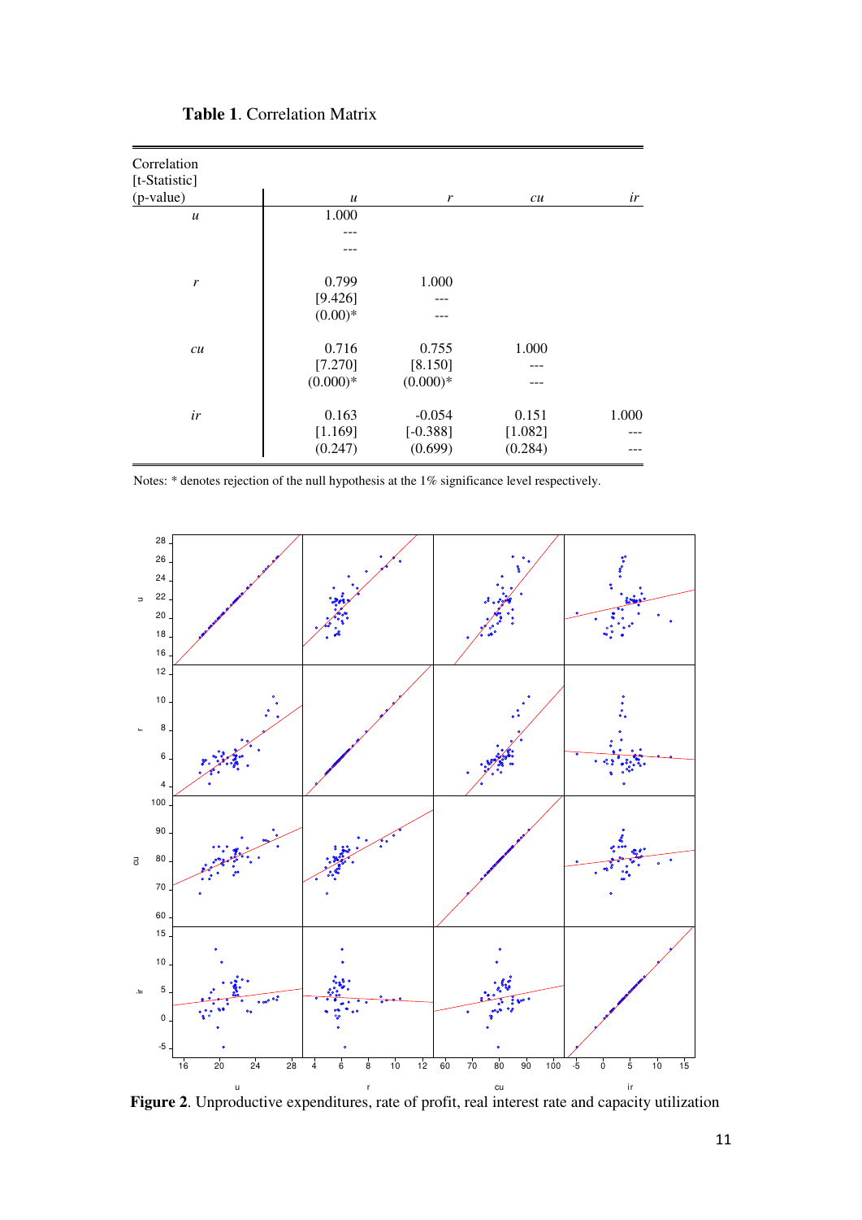**Table 1**. Correlation Matrix

| Correlation [t-Statistic] (p-value) | *u* | *r* | *cu* | *ir* |
|---|---|---|---|---|
| *u* | 1.000 | | | |
| | --- | | | |
| | --- | | | |
| *r* | 0.799 | 1.000 | | |
| | [9.426] | --- | | |
| | (0.00)* | --- | | |
| *cu* | 0.716 | 0.755 | 1.000 | |
| | [7.270] | [8.150] | --- | |
| | (0.000)* | (0.000)* | --- | |
| *ir* | 0.163 | -0.054 | 0.151 | 1.000 |
| | [1.169] | [-0.388] | [1.082] | --- |
| | (0.247) | (0.699) | (0.284) | --- |

Notes: * denotes rejection of the null hypothesis at the 1% significance level respectively.

**Figure 2**. Unproductive expenditures, rate of profit, real interest rate and capacity utilization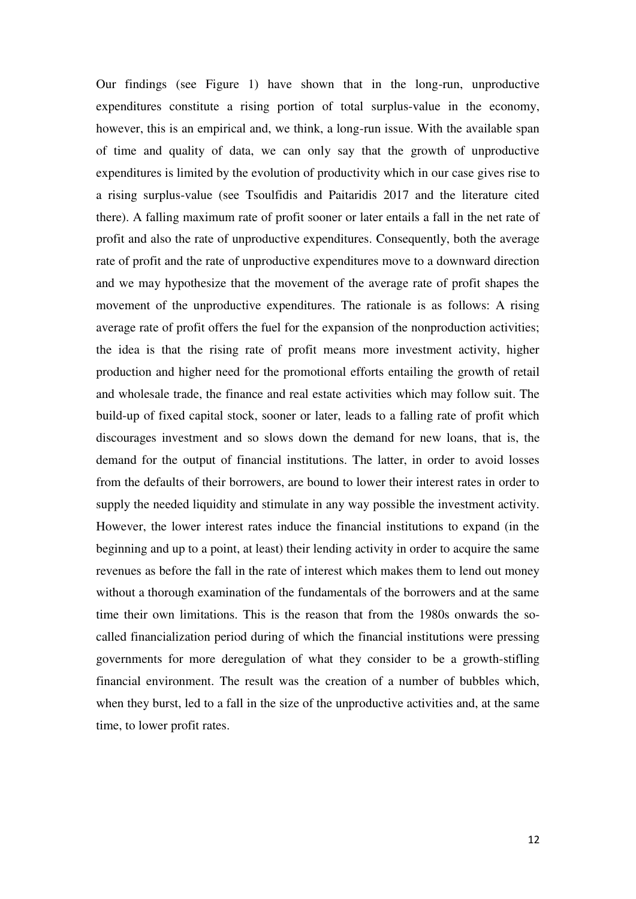Our findings (see Figure 1) have shown that in the long-run, unproductive expenditures constitute a rising portion of total surplus-value in the economy, however, this is an empirical and, we think, a long-run issue. With the available span of time and quality of data, we can only say that the growth of unproductive expenditures is limited by the evolution of productivity which in our case gives rise to a rising surplus-value (see Tsoulfidis and Paitaridis 2017 and the literature cited there). A falling maximum rate of profit sooner or later entails a fall in the net rate of profit and also the rate of unproductive expenditures. Consequently, both the average rate of profit and the rate of unproductive expenditures move to a downward direction and we may hypothesize that the movement of the average rate of profit shapes the movement of the unproductive expenditures. The rationale is as follows: A rising average rate of profit offers the fuel for the expansion of the nonproduction activities; the idea is that the rising rate of profit means more investment activity, higher production and higher need for the promotional efforts entailing the growth of retail and wholesale trade, the finance and real estate activities which may follow suit. The build-up of fixed capital stock, sooner or later, leads to a falling rate of profit which discourages investment and so slows down the demand for new loans, that is, the demand for the output of financial institutions. The latter, in order to avoid losses from the defaults of their borrowers, are bound to lower their interest rates in order to supply the needed liquidity and stimulate in any way possible the investment activity. However, the lower interest rates induce the financial institutions to expand (in the beginning and up to a point, at least) their lending activity in order to acquire the same revenues as before the fall in the rate of interest which makes them to lend out money without a thorough examination of the fundamentals of the borrowers and at the same time their own limitations. This is the reason that from the 1980s onwards the so-called financialization period during of which the financial institutions were pressing governments for more deregulation of what they consider to be a growth-stifling financial environment. The result was the creation of a number of bubbles which, when they burst, led to a fall in the size of the unproductive activities and, at the same time, to lower profit rates.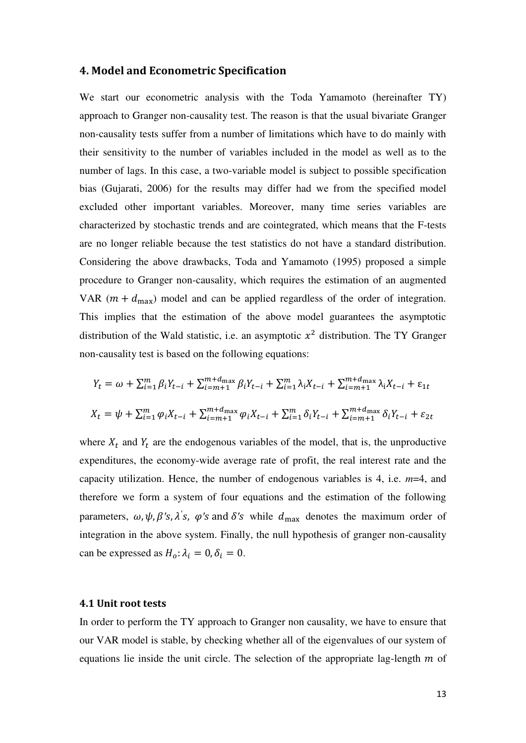## 4. Model and Econometric Specification

We start our econometric analysis with the Toda Yamamoto (hereinafter TY) approach to Granger non-causality test. The reason is that the usual bivariate Granger non-causality tests suffer from a number of limitations which have to do mainly with their sensitivity to the number of variables included in the model as well as to the number of lags. In this case, a two-variable model is subject to possible specification bias (Gujarati, 2006) for the results may differ had we from the specified model excluded other important variables. Moreover, many time series variables are characterized by stochastic trends and are cointegrated, which means that the F-tests are no longer reliable because the test statistics do not have a standard distribution. Considering the above drawbacks, Toda and Yamamoto (1995) proposed a simple procedure to Granger non-causality, which requires the estimation of an augmented VAR ($m + d_{\max}$) model and can be applied regardless of the order of integration. This implies that the estimation of the above model guarantees the asymptotic distribution of the Wald statistic, i.e. an asymptotic $x^2$ distribution. The TY Granger non-causality test is based on the following equations:

$$Y_t = \omega + \sum_{i=1}^{m} \beta_i Y_{t-i} + \sum_{i=m+1}^{m+d_{\max}} \beta_i Y_{t-i} + \sum_{i=1}^{m} \lambda_i X_{t-i} + \sum_{i=m+1}^{m+d_{\max}} \lambda_i X_{t-i} + \varepsilon_{1t}$$

$$X_t = \psi + \sum_{i=1}^{m} \varphi_i X_{t-i} + \sum_{i=m+1}^{m+d_{\max}} \varphi_i X_{t-i} + \sum_{i=1}^{m} \delta_i Y_{t-i} + \sum_{i=m+1}^{m+d_{\max}} \delta_i Y_{t-i} + \varepsilon_{2t}$$

where $X_t$ and $Y_t$ are the endogenous variables of the model, that is, the unproductive expenditures, the economy-wide average rate of profit, the real interest rate and the capacity utilization. Hence, the number of endogenous variables is 4, i.e. $m$=4, and therefore we form a system of four equations and the estimation of the following parameters, $\omega, \psi, \beta's, \lambda's$, $\varphi's$ and $\delta's$ while $d_{\max}$ denotes the maximum order of integration in the above system. Finally, the null hypothesis of granger non-causality can be expressed as $H_o: \lambda_i = 0, \delta_i = 0$.

### 4.1 Unit root tests

In order to perform the TY approach to Granger non causality, we have to ensure that our VAR model is stable, by checking whether all of the eigenvalues of our system of equations lie inside the unit circle. The selection of the appropriate lag-length $m$ of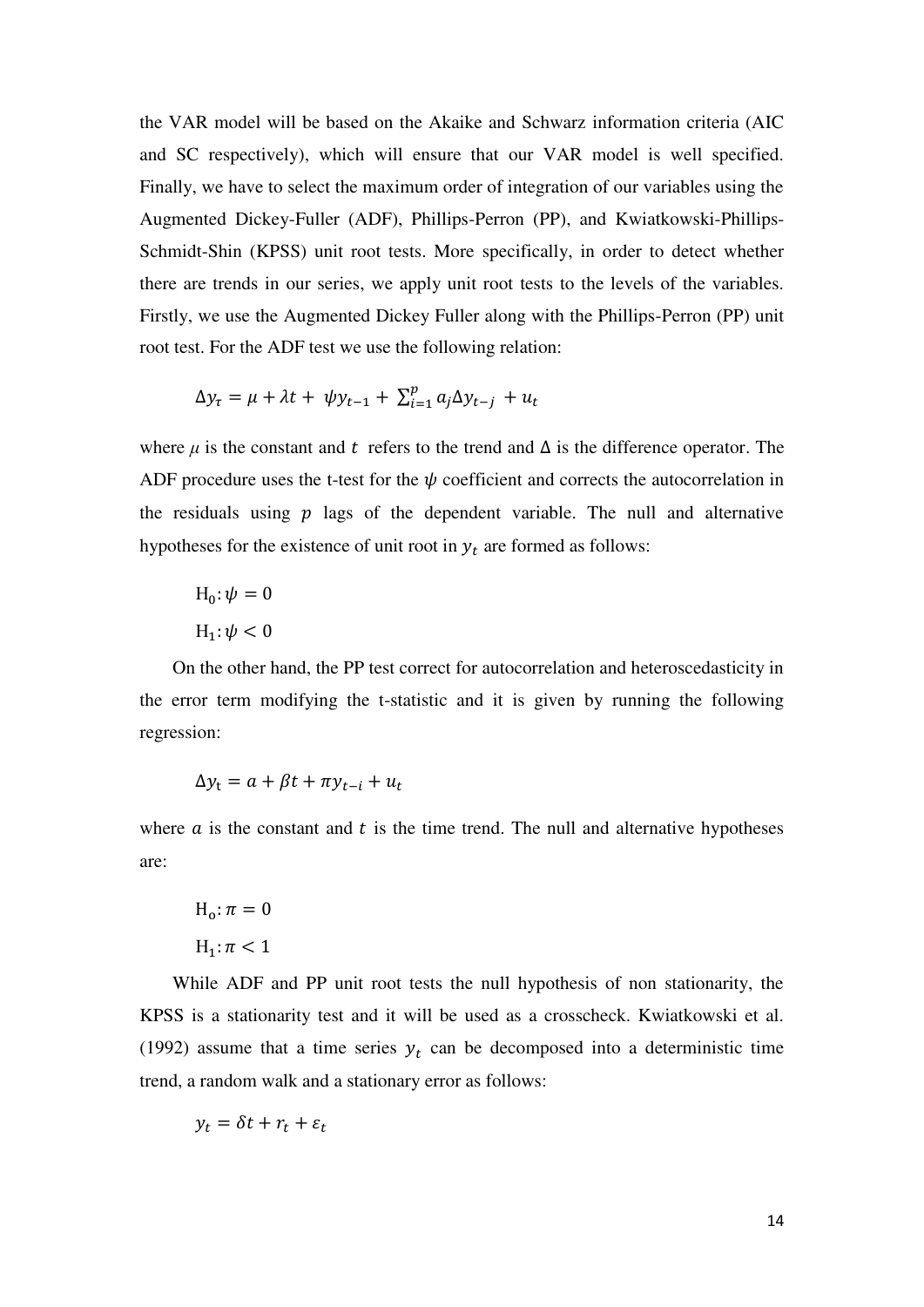the VAR model will be based on the Akaike and Schwarz information criteria (AIC and SC respectively), which will ensure that our VAR model is well specified. Finally, we have to select the maximum order of integration of our variables using the Augmented Dickey-Fuller (ADF), Phillips-Perron (PP), and Kwiatkowski-Phillips-Schmidt-Shin (KPSS) unit root tests. More specifically, in order to detect whether there are trends in our series, we apply unit root tests to the levels of the variables. Firstly, we use the Augmented Dickey Fuller along with the Phillips-Perron (PP) unit root test. For the ADF test we use the following relation:

$$\Delta y_\tau = \mu + \lambda t + \psi y_{t-1} + \sum_{i=1}^{p} a_j \Delta y_{t-j} + u_t$$

where $\mu$ is the constant and $t$ refers to the trend and $\Delta$ is the difference operator. The ADF procedure uses the t-test for the $\psi$ coefficient and corrects the autocorrelation in the residuals using $p$ lags of the dependent variable. The null and alternative hypotheses for the existence of unit root in $y_t$ are formed as follows:

$$\mathrm{H_0}: \psi = 0$$

$$\mathrm{H_1}: \psi < 0$$

On the other hand, the PP test correct for autocorrelation and heteroscedasticity in the error term modifying the t-statistic and it is given by running the following regression:

$$\Delta y_\mathrm{t} = a + \beta t + \pi y_{t-i} + u_t$$

where $a$ is the constant and $t$ is the time trend. The null and alternative hypotheses are:

$$\mathrm{H_o}: \pi = 0$$

$$\mathrm{H_1}: \pi < 1$$

While ADF and PP unit root tests the null hypothesis of non stationarity, the KPSS is a stationarity test and it will be used as a crosscheck. Kwiatkowski et al. (1992) assume that a time series $y_t$ can be decomposed into a deterministic time trend, a random walk and a stationary error as follows:

$$y_t = \delta t + r_t + \varepsilon_t$$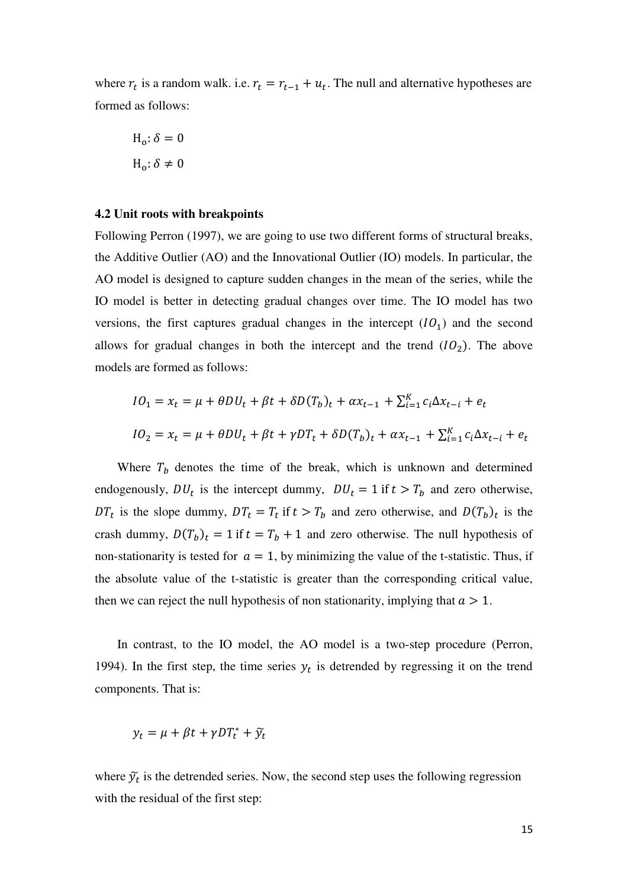where $r_t$ is a random walk. i.e. $r_t = r_{t-1} + u_t$. The null and alternative hypotheses are formed as follows:

$$\mathrm{H_o}: \delta = 0$$

$$\mathrm{H_o}: \delta \neq 0$$

**4.2 Unit roots with breakpoints**

Following Perron (1997), we are going to use two different forms of structural breaks, the Additive Outlier (AO) and the Innovational Outlier (IO) models. In particular, the AO model is designed to capture sudden changes in the mean of the series, while the IO model is better in detecting gradual changes over time. The IO model has two versions, the first captures gradual changes in the intercept ($IO_1$) and the second allows for gradual changes in both the intercept and the trend ($IO_2$). The above models are formed as follows:

$$IO_1 = x_t = \mu + \theta DU_t + \beta t + \delta D(T_b)_t + \alpha x_{t-1} + \sum_{i=1}^{K} c_i \Delta x_{t-i} + e_t$$

$$IO_2 = x_t = \mu + \theta DU_t + \beta t + \gamma DT_t + \delta D(T_b)_t + \alpha x_{t-1} + \sum_{i=1}^{K} c_i \Delta x_{t-i} + e_t$$

Where $T_b$ denotes the time of the break, which is unknown and determined endogenously, $DU_t$ is the intercept dummy, $DU_t = 1$ if $t > T_b$ and zero otherwise, $DT_t$ is the slope dummy, $DT_t = T_t$ if $t > T_b$ and zero otherwise, and $D(T_b)_t$ is the crash dummy, $D(T_b)_t = 1$ if $t = T_b + 1$ and zero otherwise. The null hypothesis of non-stationarity is tested for $a = 1$, by minimizing the value of the t-statistic. Thus, if the absolute value of the t-statistic is greater than the corresponding critical value, then we can reject the null hypothesis of non stationarity, implying that $a > 1$.

In contrast, to the IO model, the AO model is a two-step procedure (Perron, 1994). In the first step, the time series $y_t$ is detrended by regressing it on the trend components. That is:

$$y_t = \mu + \beta t + \gamma DT_t^* + \widetilde{y_t}$$

where $\widetilde{y_t}$ is the detrended series. Now, the second step uses the following regression with the residual of the first step: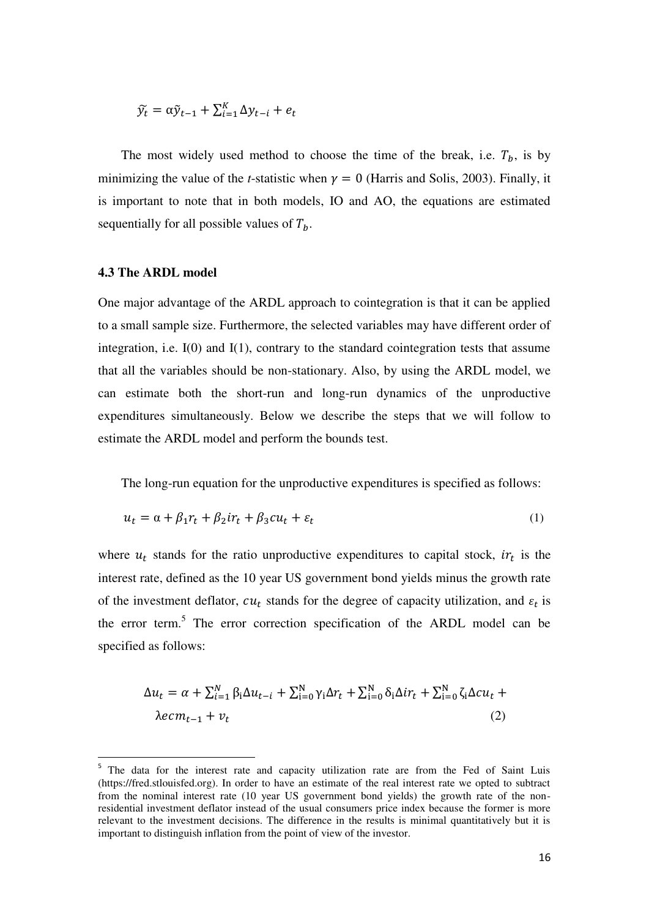$$\tilde{y}_t = \alpha \tilde{y}_{t-1} + \sum_{i=1}^{K} \Delta y_{t-i} + e_t$$

The most widely used method to choose the time of the break, i.e. $T_b$, is by minimizing the value of the *t*-statistic when $\gamma = 0$ (Harris and Solis, 2003). Finally, it is important to note that in both models, IO and AO, the equations are estimated sequentially for all possible values of $T_b$.

### 4.3 The ARDL model

One major advantage of the ARDL approach to cointegration is that it can be applied to a small sample size. Furthermore, the selected variables may have different order of integration, i.e. I(0) and I(1), contrary to the standard cointegration tests that assume that all the variables should be non-stationary. Also, by using the ARDL model, we can estimate both the short-run and long-run dynamics of the unproductive expenditures simultaneously. Below we describe the steps that we will follow to estimate the ARDL model and perform the bounds test.

The long-run equation for the unproductive expenditures is specified as follows:

$$u_t = \alpha + \beta_1 r_t + \beta_2 ir_t + \beta_3 cu_t + \varepsilon_t \tag{1}$$

where $u_t$ stands for the ratio unproductive expenditures to capital stock, $ir_t$ is the interest rate, defined as the 10 year US government bond yields minus the growth rate of the investment deflator, $cu_t$ stands for the degree of capacity utilization, and $\varepsilon_t$ is the error term.[5] The error correction specification of the ARDL model can be specified as follows:

$$\Delta u_t = \alpha + \sum_{i=1}^{N} \beta_i \Delta u_{t-i} + \sum_{i=0}^{N} \gamma_i \Delta r_t + \sum_{i=0}^{N} \delta_i \Delta ir_t + \sum_{i=0}^{N} \zeta_i \Delta cu_t + \lambda ecm_{t-1} + v_t \tag{2}$$

---

[5] The data for the interest rate and capacity utilization rate are from the Fed of Saint Luis (https://fred.stlouisfed.org). In order to have an estimate of the real interest rate we opted to subtract from the nominal interest rate (10 year US government bond yields) the growth rate of the non-residential investment deflator instead of the usual consumers price index because the former is more relevant to the investment decisions. The difference in the results is minimal quantitatively but it is important to distinguish inflation from the point of view of the investor.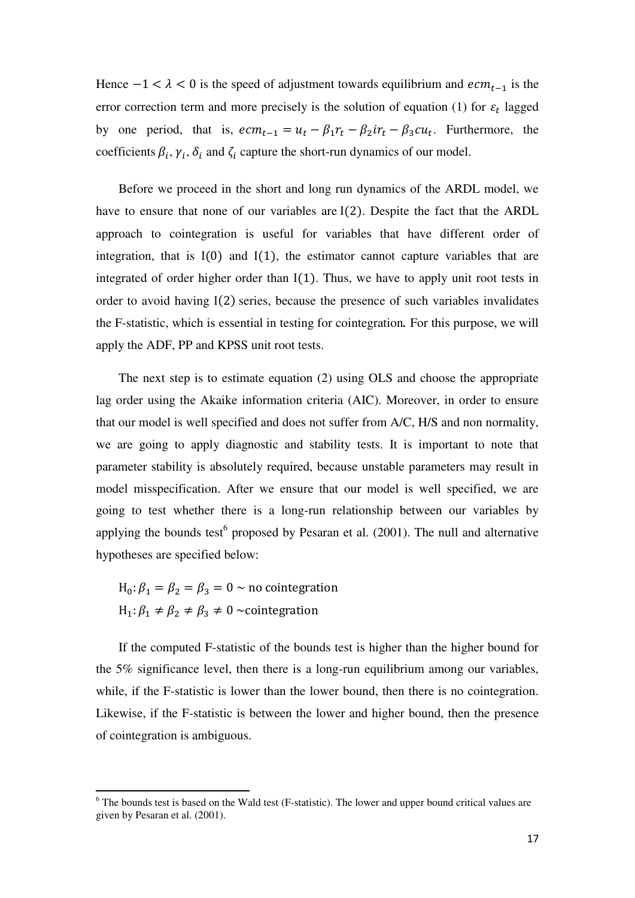Hence $-1 < \lambda < 0$ is the speed of adjustment towards equilibrium and $ecm_{t-1}$ is the error correction term and more precisely is the solution of equation (1) for $\varepsilon_t$ lagged by one period, that is, $ecm_{t-1} = u_t - \beta_1 r_t - \beta_2 ir_t - \beta_3 cu_t$. Furthermore, the coefficients $\beta_i$, $\gamma_i$, $\delta_i$ and $\zeta_i$ capture the short-run dynamics of our model.

Before we proceed in the short and long run dynamics of the ARDL model, we have to ensure that none of our variables are $\mathrm{I}(2)$. Despite the fact that the ARDL approach to cointegration is useful for variables that have different order of integration, that is $\mathrm{I}(0)$ and $\mathrm{I}(1)$, the estimator cannot capture variables that are integrated of order higher order than $\mathrm{I}(1)$. Thus, we have to apply unit root tests in order to avoid having $\mathrm{I}(2)$ series, because the presence of such variables invalidates the F-statistic, which is essential in testing for cointegration**.** For this purpose, we will apply the ADF, PP and KPSS unit root tests.

The next step is to estimate equation (2) using OLS and choose the appropriate lag order using the Akaike information criteria (AIC). Moreover, in order to ensure that our model is well specified and does not suffer from A/C, H/S and non normality, we are going to apply diagnostic and stability tests. It is important to note that parameter stability is absolutely required, because unstable parameters may result in model misspecification. After we ensure that our model is well specified, we are going to test whether there is a long-run relationship between our variables by applying the bounds test[6] proposed by Pesaran et al. (2001). The null and alternative hypotheses are specified below:

$\mathrm{H}_0: \beta_1 = \beta_2 = \beta_3 = 0 \sim$ no cointegration

$\mathrm{H}_1: \beta_1 \neq \beta_2 \neq \beta_3 \neq 0 \sim$cointegration

If the computed F-statistic of the bounds test is higher than the higher bound for the 5% significance level, then there is a long-run equilibrium among our variables, while, if the F-statistic is lower than the lower bound, then there is no cointegration. Likewise, if the F-statistic is between the lower and higher bound, then the presence of cointegration is ambiguous.

[6] The bounds test is based on the Wald test (F-statistic). The lower and upper bound critical values are given by Pesaran et al. (2001).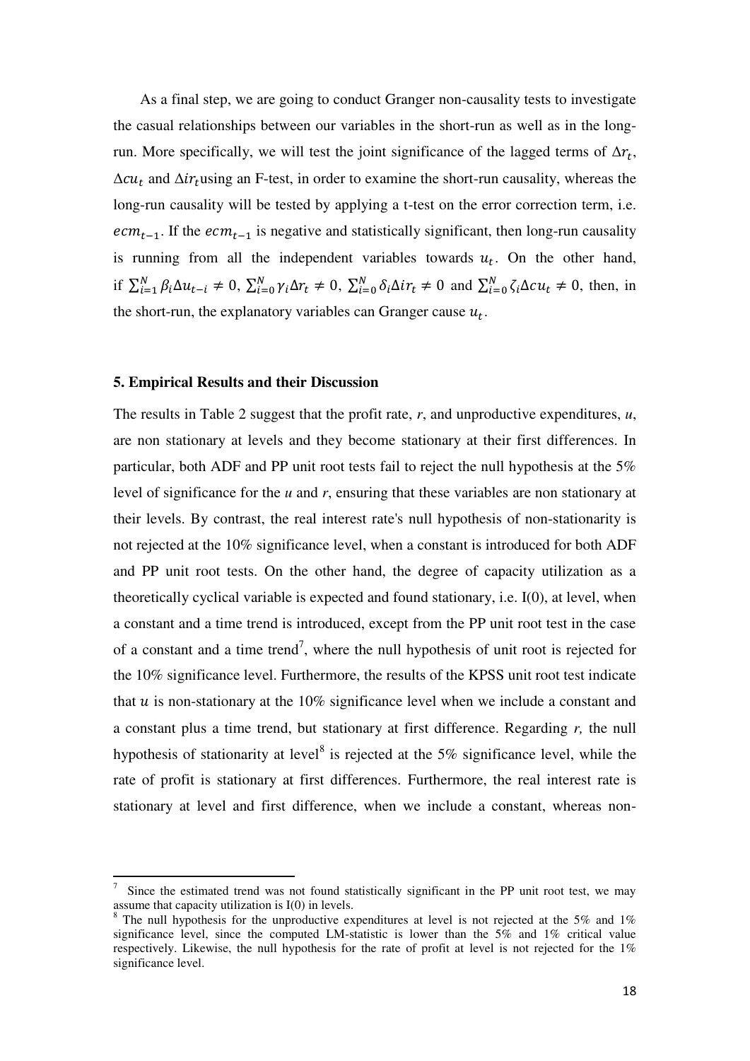As a final step, we are going to conduct Granger non-causality tests to investigate the casual relationships between our variables in the short-run as well as in the long-run. More specifically, we will test the joint significance of the lagged terms of $\Delta r_t$, $\Delta cu_t$ and $\Delta ir_t$using an F-test, in order to examine the short-run causality, whereas the long-run causality will be tested by applying a t-test on the error correction term, i.e. $ecm_{t-1}$. If the $ecm_{t-1}$ is negative and statistically significant, then long-run causality is running from all the independent variables towards $u_t$. On the other hand, if $\sum_{i=1}^{N}\beta_i \Delta u_{t-i} \neq 0$, $\sum_{i=0}^{N}\gamma_i \Delta r_t \neq 0$, $\sum_{i=0}^{N}\delta_i \Delta ir_t \neq 0$ and $\sum_{i=0}^{N}\zeta_i \Delta cu_t \neq 0$, then, in the short-run, the explanatory variables can Granger cause $u_t$.

## 5. Empirical Results and their Discussion

The results in Table 2 suggest that the profit rate, *r*, and unproductive expenditures, *u*, are non stationary at levels and they become stationary at their first differences. In particular, both ADF and PP unit root tests fail to reject the null hypothesis at the 5% level of significance for the *u* and *r*, ensuring that these variables are non stationary at their levels. By contrast, the real interest rate's null hypothesis of non-stationarity is not rejected at the 10% significance level, when a constant is introduced for both ADF and PP unit root tests. On the other hand, the degree of capacity utilization as a theoretically cyclical variable is expected and found stationary, i.e. I(0), at level, when a constant and a time trend is introduced, except from the PP unit root test in the case of a constant and a time trend[7], where the null hypothesis of unit root is rejected for the 10% significance level. Furthermore, the results of the KPSS unit root test indicate that $u$ is non-stationary at the 10% significance level when we include a constant and a constant plus a time trend, but stationary at first difference. Regarding *r,* the null hypothesis of stationarity at level[8] is rejected at the 5% significance level, while the rate of profit is stationary at first differences. Furthermore, the real interest rate is stationary at level and first difference, when we include a constant, whereas non-

[7] Since the estimated trend was not found statistically significant in the PP unit root test, we may assume that capacity utilization is I(0) in levels.

[8] The null hypothesis for the unproductive expenditures at level is not rejected at the 5% and 1% significance level, since the computed LM-statistic is lower than the 5% and 1% critical value respectively. Likewise, the null hypothesis for the rate of profit at level is not rejected for the 1% significance level.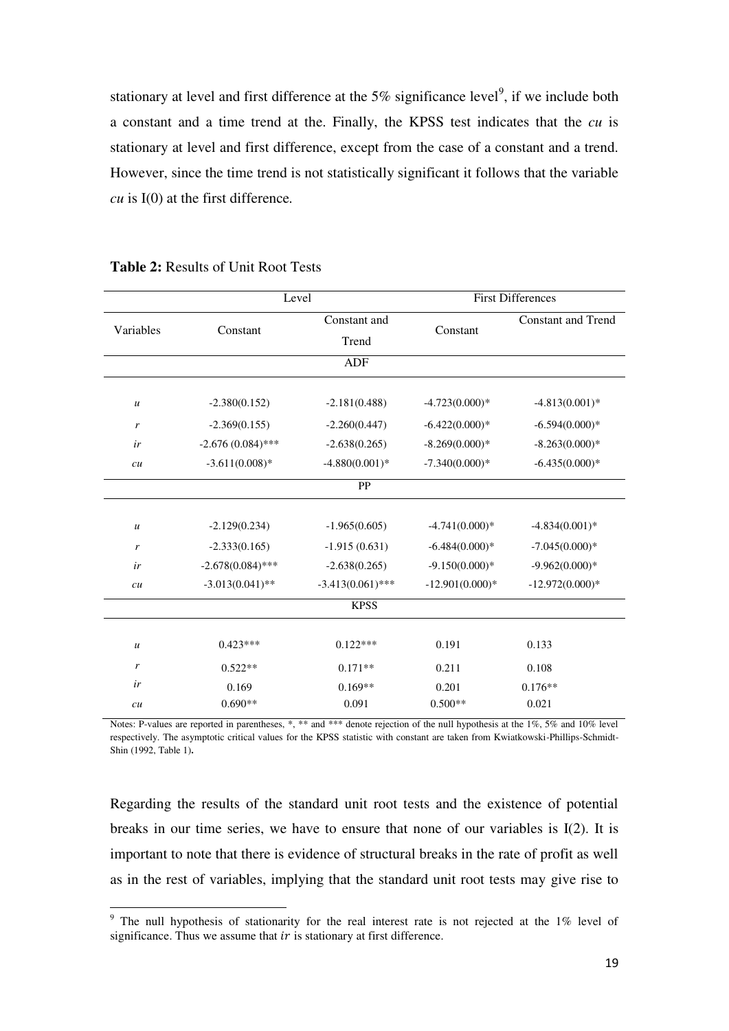stationary at level and first difference at the 5% significance level[9], if we include both a constant and a time trend at the. Finally, the KPSS test indicates that the *cu* is stationary at level and first difference, except from the case of a constant and a trend. However, since the time trend is not statistically significant it follows that the variable *cu* is I(0) at the first difference.

**Table 2:** Results of Unit Root Tests

| | Level | | First Differences | |
|---|---|---|---|---|
| Variables | Constant | Constant and Trend | Constant | Constant and Trend |
| | | ADF | | |
| *u* | -2.380(0.152) | -2.181(0.488) | -4.723(0.000)* | -4.813(0.001)* |
| *r* | -2.369(0.155) | -2.260(0.447) | -6.422(0.000)* | -6.594(0.000)* |
| *ir* | -2.676 (0.084)*** | -2.638(0.265) | -8.269(0.000)* | -8.263(0.000)* |
| *cu* | -3.611(0.008)* | -4.880(0.001)* | -7.340(0.000)* | -6.435(0.000)* |
| | | PP | | |
| *u* | -2.129(0.234) | -1.965(0.605) | -4.741(0.000)* | -4.834(0.001)* |
| *r* | -2.333(0.165) | -1.915 (0.631) | -6.484(0.000)* | -7.045(0.000)* |
| *ir* | -2.678(0.084)*** | -2.638(0.265) | -9.150(0.000)* | -9.962(0.000)* |
| *cu* | -3.013(0.041)** | -3.413(0.061)*** | -12.901(0.000)* | -12.972(0.000)* |
| | | KPSS | | |
| *u* | 0.423*** | 0.122*** | 0.191 | 0.133 |
| *r* | 0.522** | 0.171** | 0.211 | 0.108 |
| *ir* | 0.169 | 0.169** | 0.201 | 0.176** |
| *cu* | 0.690** | 0.091 | 0.500** | 0.021 |

Notes: P-values are reported in parentheses, *, ** and *** denote rejection of the null hypothesis at the 1%, 5% and 10% level respectively. The asymptotic critical values for the KPSS statistic with constant are taken from Kwiatkowski-Phillips-Schmidt-Shin (1992, Table 1).

Regarding the results of the standard unit root tests and the existence of potential breaks in our time series, we have to ensure that none of our variables is I(2). It is important to note that there is evidence of structural breaks in the rate of profit as well as in the rest of variables, implying that the standard unit root tests may give rise to

[9] The null hypothesis of stationarity for the real interest rate is not rejected at the 1% level of significance. Thus we assume that $ir$ is stationary at first difference.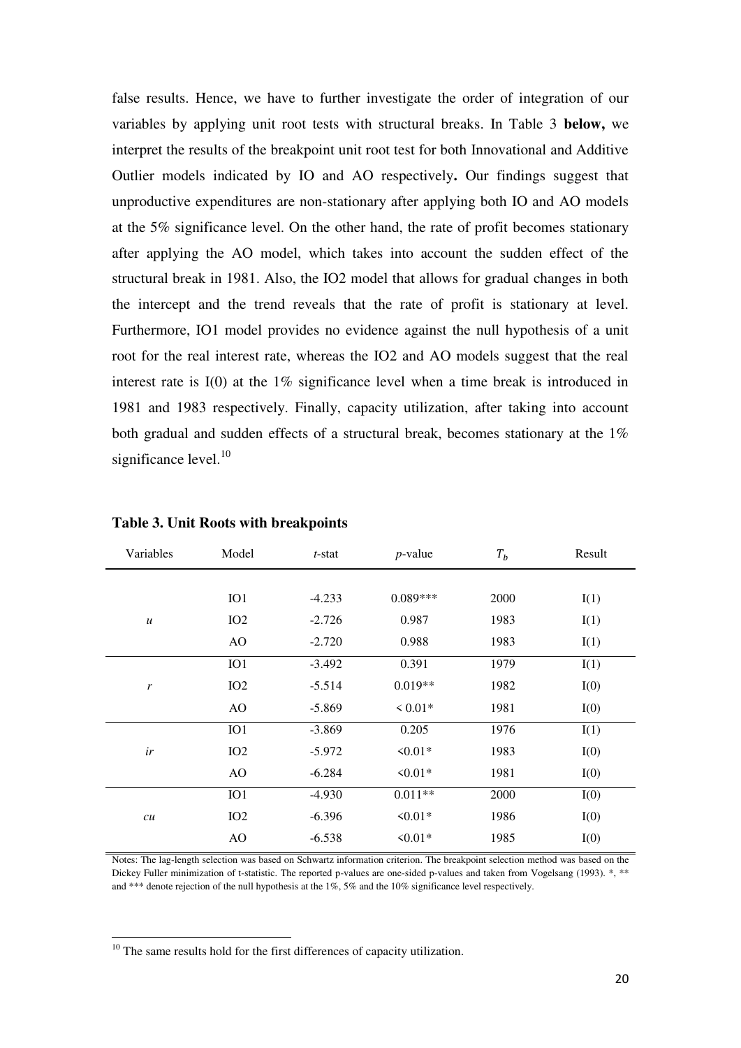false results. Hence, we have to further investigate the order of integration of our variables by applying unit root tests with structural breaks. In Table 3 **below,** we interpret the results of the breakpoint unit root test for both Innovational and Additive Outlier models indicated by IO and AO respectively**.** Our findings suggest that unproductive expenditures are non-stationary after applying both IO and AO models at the 5% significance level. On the other hand, the rate of profit becomes stationary after applying the AO model, which takes into account the sudden effect of the structural break in 1981. Also, the IO2 model that allows for gradual changes in both the intercept and the trend reveals that the rate of profit is stationary at level. Furthermore, IO1 model provides no evidence against the null hypothesis of a unit root for the real interest rate, whereas the IO2 and AO models suggest that the real interest rate is I(0) at the 1% significance level when a time break is introduced in 1981 and 1983 respectively. Finally, capacity utilization, after taking into account both gradual and sudden effects of a structural break, becomes stationary at the 1% significance level.[10]

**Table 3. Unit Roots with breakpoints**

| Variables | Model | *t*-stat | *p*-value | $T_b$ | Result |
|---|---|---|---|---|---|
| | IO1 | -4.233 | 0.089*** | 2000 | I(1) |
| *u* | IO2 | -2.726 | 0.987 | 1983 | I(1) |
| | AO | -2.720 | 0.988 | 1983 | I(1) |
| | IO1 | -3.492 | 0.391 | 1979 | I(1) |
| *r* | IO2 | -5.514 | 0.019** | 1982 | I(0) |
| | AO | -5.869 | < 0.01* | 1981 | I(0) |
| | IO1 | -3.869 | 0.205 | 1976 | I(1) |
| *ir* | IO2 | -5.972 | <0.01* | 1983 | I(0) |
| | AO | -6.284 | <0.01* | 1981 | I(0) |
| | IO1 | -4.930 | 0.011** | 2000 | I(0) |
| *cu* | IO2 | -6.396 | <0.01* | 1986 | I(0) |
| | AO | -6.538 | <0.01* | 1985 | I(0) |

Notes: The lag-length selection was based on Schwartz information criterion. The breakpoint selection method was based on the Dickey Fuller minimization of t-statistic. The reported p-values are one-sided p-values and taken from Vogelsang (1993). *, ** and *** denote rejection of the null hypothesis at the 1%, 5% and the 10% significance level respectively.

[10] The same results hold for the first differences of capacity utilization.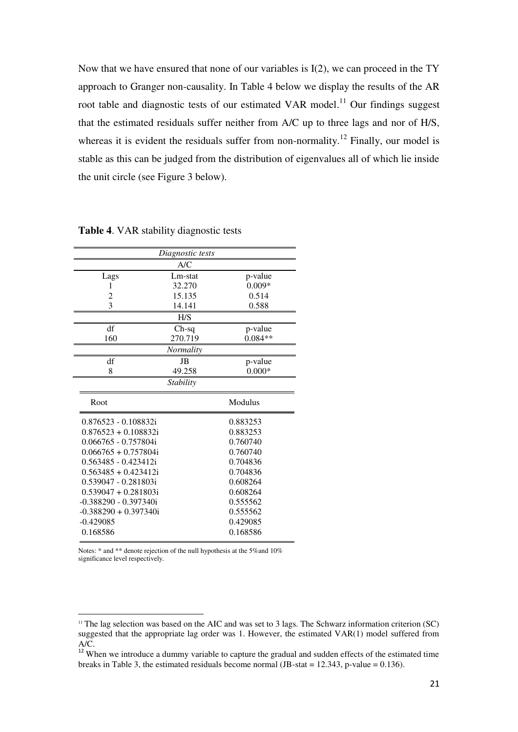Now that we have ensured that none of our variables is I(2), we can proceed in the TY approach to Granger non-causality. In Table 4 below we display the results of the AR root table and diagnostic tests of our estimated VAR model.[11] Our findings suggest that the estimated residuals suffer neither from A/C up to three lags and nor of H/S, whereas it is evident the residuals suffer from non-normality.[12] Finally, our model is stable as this can be judged from the distribution of eigenvalues all of which lie inside the unit circle (see Figure 3 below).

**Table 4**. VAR stability diagnostic tests

| *Diagnostic tests* | | |
|---|---|---|
| A/C | | |
| Lags | Lm-stat | p-value |
| 1 | 32.270 | 0.009* |
| 2 | 15.135 | 0.514 |
| 3 | 14.141 | 0.588 |
| H/S | | |
| df | Ch-sq | p-value |
| 160 | 270.719 | 0.084** |
| *Normality* | | |
| df | JB | p-value |
| 8 | 49.258 | 0.000* |
| *Stability* | | |
| Root | | Modulus |
| 0.876523 - 0.108832i | | 0.883253 |
| 0.876523 + 0.108832i | | 0.883253 |
| 0.066765 - 0.757804i | | 0.760740 |
| 0.066765 + 0.757804i | | 0.760740 |
| 0.563485 - 0.423412i | | 0.704836 |
| 0.563485 + 0.423412i | | 0.704836 |
| 0.539047 - 0.281803i | | 0.608264 |
| 0.539047 + 0.281803i | | 0.608264 |
| -0.388290 - 0.397340i | | 0.555562 |
| -0.388290 + 0.397340i | | 0.555562 |
| -0.429085 | | 0.429085 |
| 0.168586 | | 0.168586 |

Notes: * and ** denote rejection of the null hypothesis at the 5%and 10% significance level respectively.

[11] The lag selection was based on the AIC and was set to 3 lags. The Schwarz information criterion (SC) suggested that the appropriate lag order was 1. However, the estimated VAR(1) model suffered from A/C.

[12] When we introduce a dummy variable to capture the gradual and sudden effects of the estimated time breaks in Table 3, the estimated residuals become normal (JB-stat = 12.343, p-value = 0.136).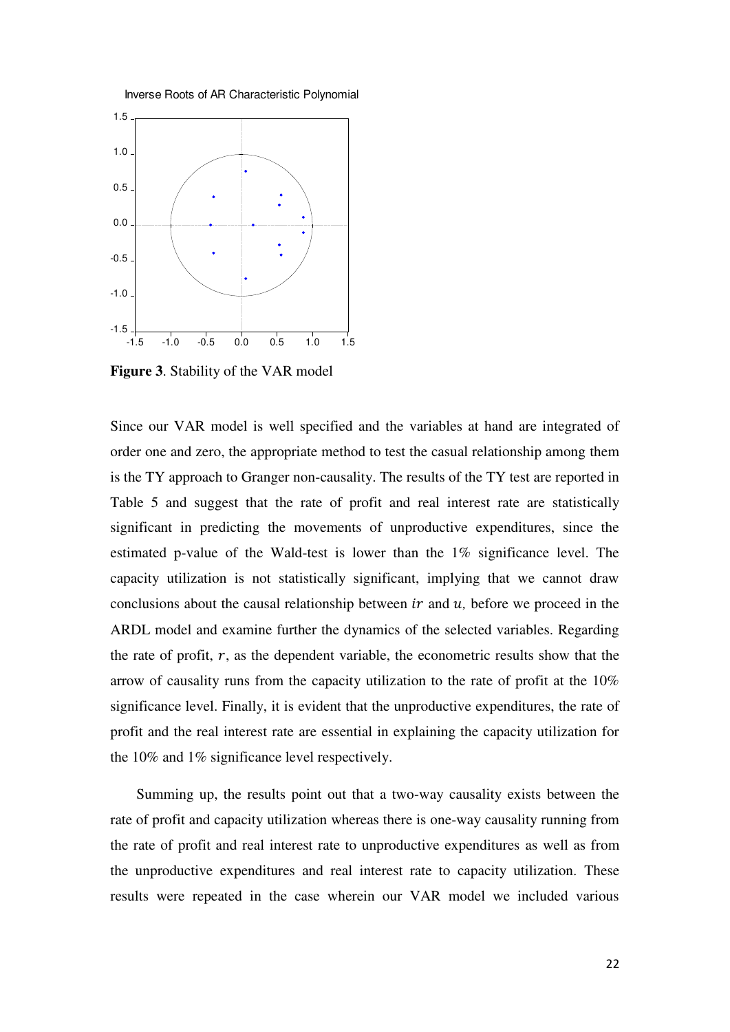**Figure 3**. Stability of the VAR model

Since our VAR model is well specified and the variables at hand are integrated of order one and zero, the appropriate method to test the casual relationship among them is the TY approach to Granger non-causality. The results of the TY test are reported in Table 5 and suggest that the rate of profit and real interest rate are statistically significant in predicting the movements of unproductive expenditures, since the estimated p-value of the Wald-test is lower than the 1% significance level. The capacity utilization is not statistically significant, implying that we cannot draw conclusions about the causal relationship between $ir$ and $u$, before we proceed in the ARDL model and examine further the dynamics of the selected variables. Regarding the rate of profit, $r$, as the dependent variable, the econometric results show that the arrow of causality runs from the capacity utilization to the rate of profit at the 10% significance level. Finally, it is evident that the unproductive expenditures, the rate of profit and the real interest rate are essential in explaining the capacity utilization for the 10% and 1% significance level respectively.

Summing up, the results point out that a two-way causality exists between the rate of profit and capacity utilization whereas there is one-way causality running from the rate of profit and real interest rate to unproductive expenditures as well as from the unproductive expenditures and real interest rate to capacity utilization. These results were repeated in the case wherein our VAR model we included various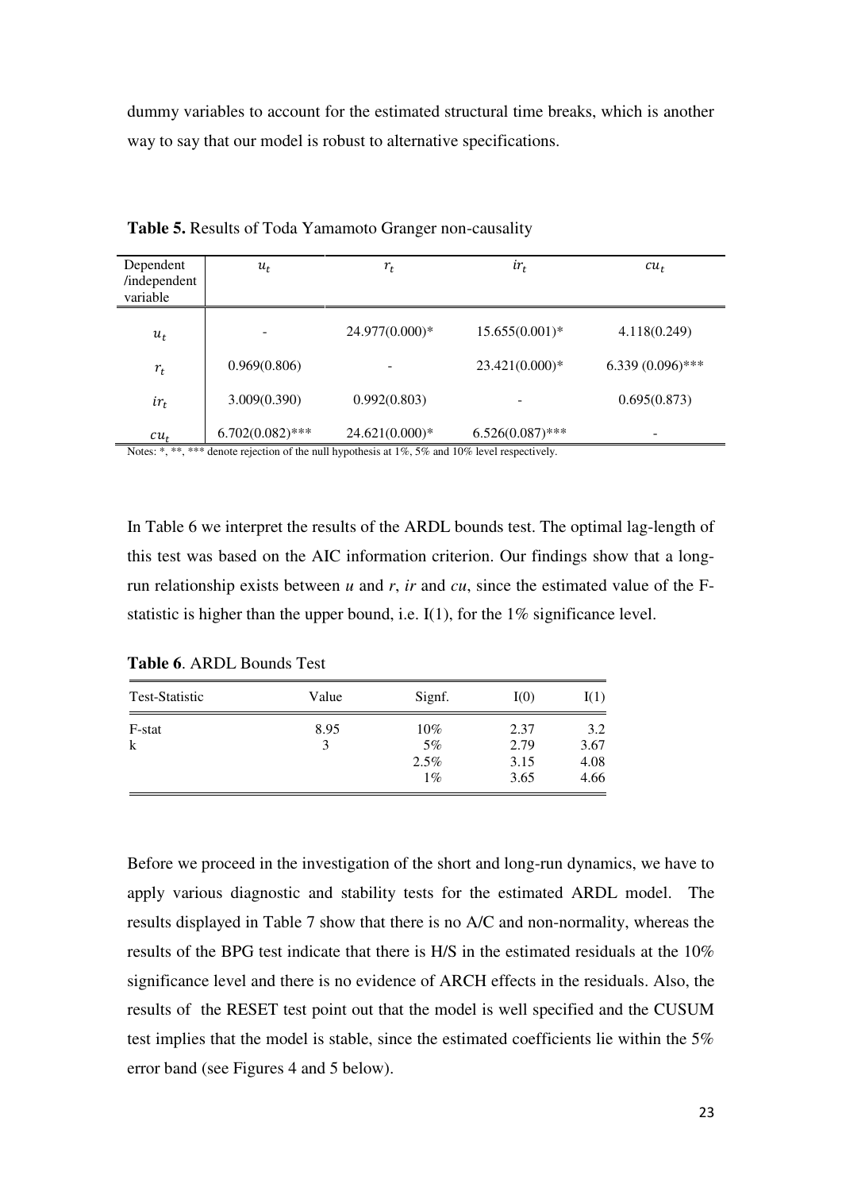dummy variables to account for the estimated structural time breaks, which is another way to say that our model is robust to alternative specifications.

**Table 5.** Results of Toda Yamamoto Granger non-causality

| Dependent /independent variable | $u_t$ | $r_t$ | $ir_t$ | $cu_t$ |
|---|---|---|---|---|
| $u_t$ | - | 24.977(0.000)* | 15.655(0.001)* | 4.118(0.249) |
| $r_t$ | 0.969(0.806) | - | 23.421(0.000)* | 6.339 (0.096)*** |
| $ir_t$ | 3.009(0.390) | 0.992(0.803) | - | 0.695(0.873) |
| $cu_t$ | 6.702(0.082)*** | 24.621(0.000)* | 6.526(0.087)*** | - |

Notes: *, **, *** denote rejection of the null hypothesis at 1%, 5% and 10% level respectively.

In Table 6 we interpret the results of the ARDL bounds test. The optimal lag-length of this test was based on the AIC information criterion. Our findings show that a long-run relationship exists between *u* and *r*, *ir* and *cu*, since the estimated value of the F-statistic is higher than the upper bound, i.e. I(1), for the 1% significance level.

**Table 6**. ARDL Bounds Test

| Test-Statistic | Value | Signf. | I(0) | I(1) |
|---|---|---|---|---|
| F-stat | 8.95 | 10% | 2.37 | 3.2 |
| k | 3 | 5% | 2.79 | 3.67 |
| | | 2.5% | 3.15 | 4.08 |
| | | 1% | 3.65 | 4.66 |

Before we proceed in the investigation of the short and long-run dynamics, we have to apply various diagnostic and stability tests for the estimated ARDL model. The results displayed in Table 7 show that there is no A/C and non-normality, whereas the results of the BPG test indicate that there is H/S in the estimated residuals at the 10% significance level and there is no evidence of ARCH effects in the residuals. Also, the results of the RESET test point out that the model is well specified and the CUSUM test implies that the model is stable, since the estimated coefficients lie within the 5% error band (see Figures 4 and 5 below).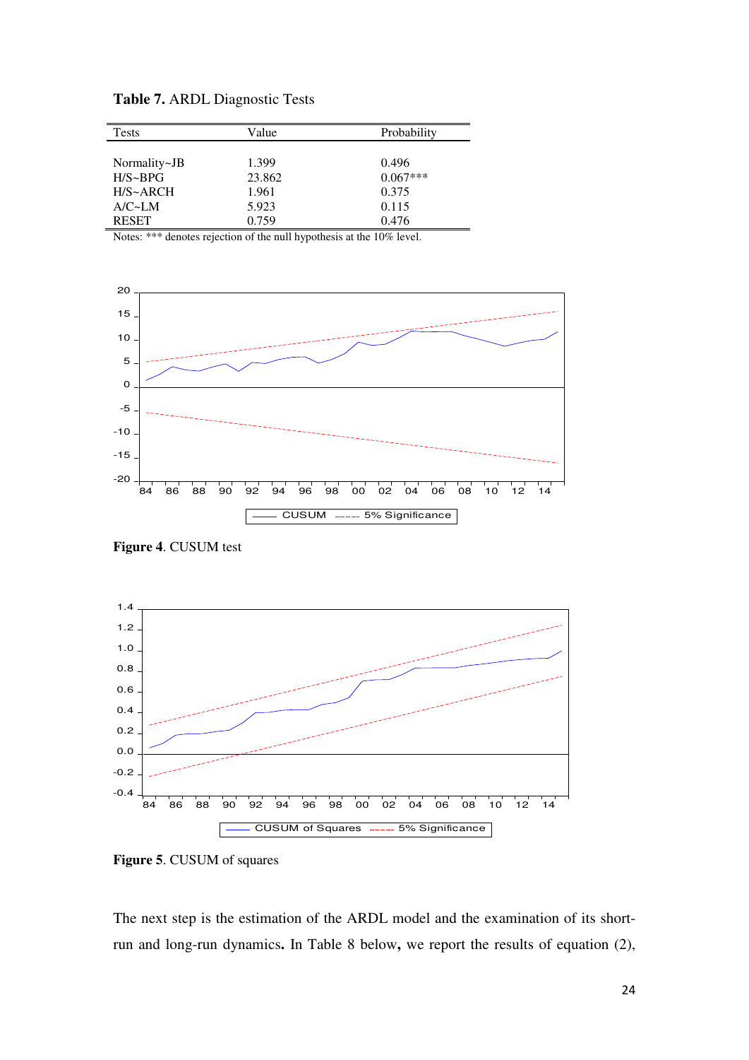**Table 7.** ARDL Diagnostic Tests

| Tests | Value | Probability |
|---|---|---|
| Normality~JB | 1.399 | 0.496 |
| H/S~BPG | 23.862 | 0.067*** |
| H/S~ARCH | 1.961 | 0.375 |
| A/C~LM | 5.923 | 0.115 |
| RESET | 0.759 | 0.476 |

Notes: *** denotes rejection of the null hypothesis at the 10% level.

**Figure 4**. CUSUM test

**Figure 5**. CUSUM of squares

The next step is the estimation of the ARDL model and the examination of its short-run and long-run dynamics**.** In Table 8 below**,** we report the results of equation (2),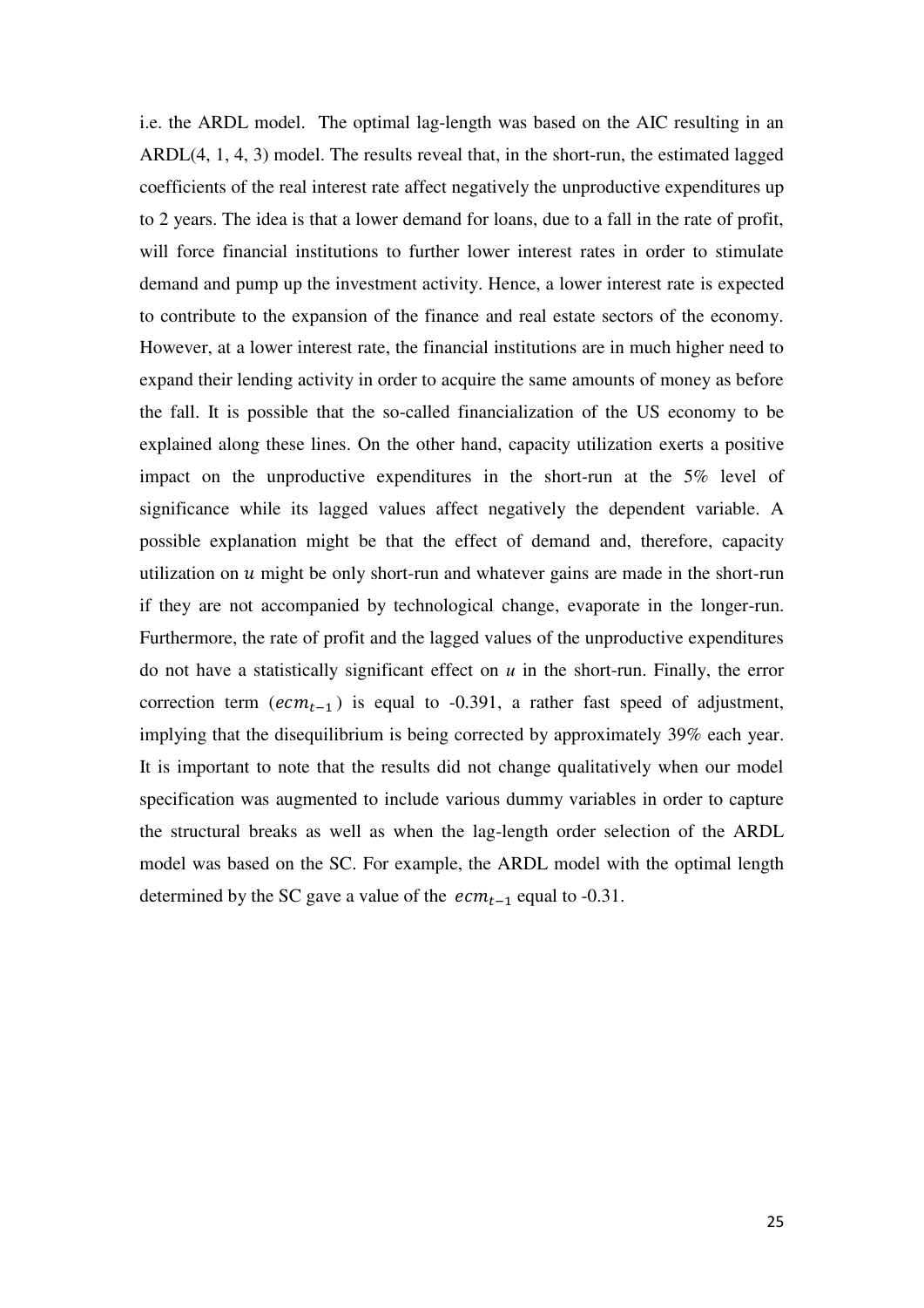i.e. the ARDL model. The optimal lag-length was based on the AIC resulting in an ARDL(4, 1, 4, 3) model. The results reveal that, in the short-run, the estimated lagged coefficients of the real interest rate affect negatively the unproductive expenditures up to 2 years. The idea is that a lower demand for loans, due to a fall in the rate of profit, will force financial institutions to further lower interest rates in order to stimulate demand and pump up the investment activity. Hence, a lower interest rate is expected to contribute to the expansion of the finance and real estate sectors of the economy. However, at a lower interest rate, the financial institutions are in much higher need to expand their lending activity in order to acquire the same amounts of money as before the fall. It is possible that the so-called financialization of the US economy to be explained along these lines. On the other hand, capacity utilization exerts a positive impact on the unproductive expenditures in the short-run at the 5% level of significance while its lagged values affect negatively the dependent variable. A possible explanation might be that the effect of demand and, therefore, capacity utilization on $u$ might be only short-run and whatever gains are made in the short-run if they are not accompanied by technological change, evaporate in the longer-run. Furthermore, the rate of profit and the lagged values of the unproductive expenditures do not have a statistically significant effect on $u$ in the short-run. Finally, the error correction term ($ecm_{t-1}$) is equal to -0.391, a rather fast speed of adjustment, implying that the disequilibrium is being corrected by approximately 39% each year. It is important to note that the results did not change qualitatively when our model specification was augmented to include various dummy variables in order to capture the structural breaks as well as when the lag-length order selection of the ARDL model was based on the SC. For example, the ARDL model with the optimal length determined by the SC gave a value of the $ecm_{t-1}$ equal to -0.31.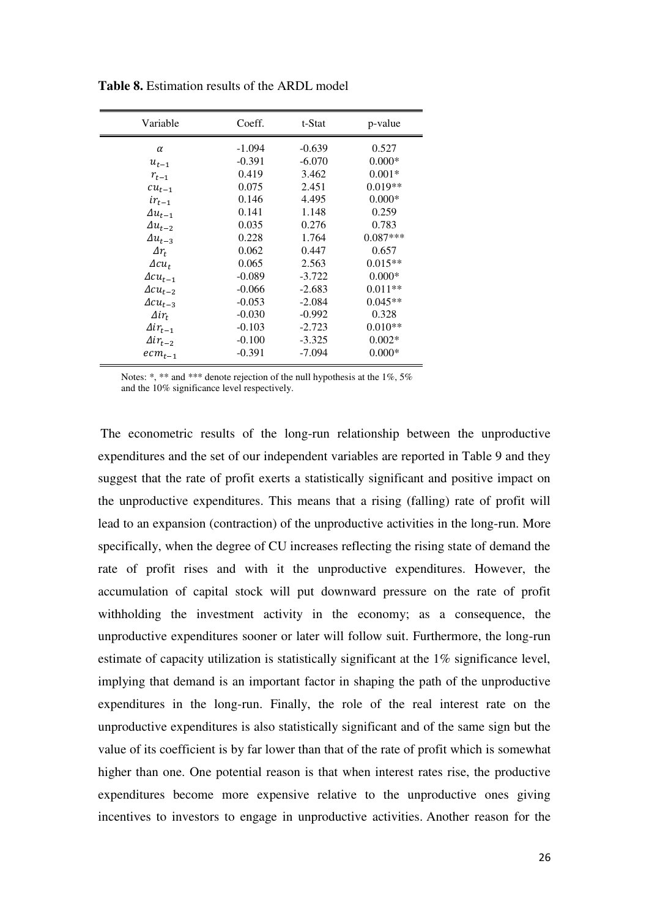**Table 8.** Estimation results of the ARDL model

| Variable | Coeff. | t-Stat | p-value |
|---|---|---|---|
| $\alpha$ | -1.094 | -0.639 | 0.527 |
| $u_{t-1}$ | -0.391 | -6.070 | 0.000* |
| $r_{t-1}$ | 0.419 | 3.462 | 0.001* |
| $cu_{t-1}$ | 0.075 | 2.451 | 0.019** |
| $ir_{t-1}$ | 0.146 | 4.495 | 0.000* |
| $\Delta u_{t-1}$ | 0.141 | 1.148 | 0.259 |
| $\Delta u_{t-2}$ | 0.035 | 0.276 | 0.783 |
| $\Delta u_{t-3}$ | 0.228 | 1.764 | 0.087*** |
| $\Delta r_t$ | 0.062 | 0.447 | 0.657 |
| $\Delta cu_t$ | 0.065 | 2.563 | 0.015** |
| $\Delta cu_{t-1}$ | -0.089 | -3.722 | 0.000* |
| $\Delta cu_{t-2}$ | -0.066 | -2.683 | 0.011** |
| $\Delta cu_{t-3}$ | -0.053 | -2.084 | 0.045** |
| $\Delta ir_t$ | -0.030 | -0.992 | 0.328 |
| $\Delta ir_{t-1}$ | -0.103 | -2.723 | 0.010** |
| $\Delta ir_{t-2}$ | -0.100 | -3.325 | 0.002* |
| $ecm_{t-1}$ | -0.391 | -7.094 | 0.000* |

Notes: *, ** and *** denote rejection of the null hypothesis at the 1%, 5% and the 10% significance level respectively.

The econometric results of the long-run relationship between the unproductive expenditures and the set of our independent variables are reported in Table 9 and they suggest that the rate of profit exerts a statistically significant and positive impact on the unproductive expenditures. This means that a rising (falling) rate of profit will lead to an expansion (contraction) of the unproductive activities in the long-run. More specifically, when the degree of CU increases reflecting the rising state of demand the rate of profit rises and with it the unproductive expenditures. However, the accumulation of capital stock will put downward pressure on the rate of profit withholding the investment activity in the economy; as a consequence, the unproductive expenditures sooner or later will follow suit. Furthermore, the long-run estimate of capacity utilization is statistically significant at the 1% significance level, implying that demand is an important factor in shaping the path of the unproductive expenditures in the long-run. Finally, the role of the real interest rate on the unproductive expenditures is also statistically significant and of the same sign but the value of its coefficient is by far lower than that of the rate of profit which is somewhat higher than one. One potential reason is that when interest rates rise, the productive expenditures become more expensive relative to the unproductive ones giving incentives to investors to engage in unproductive activities. Another reason for the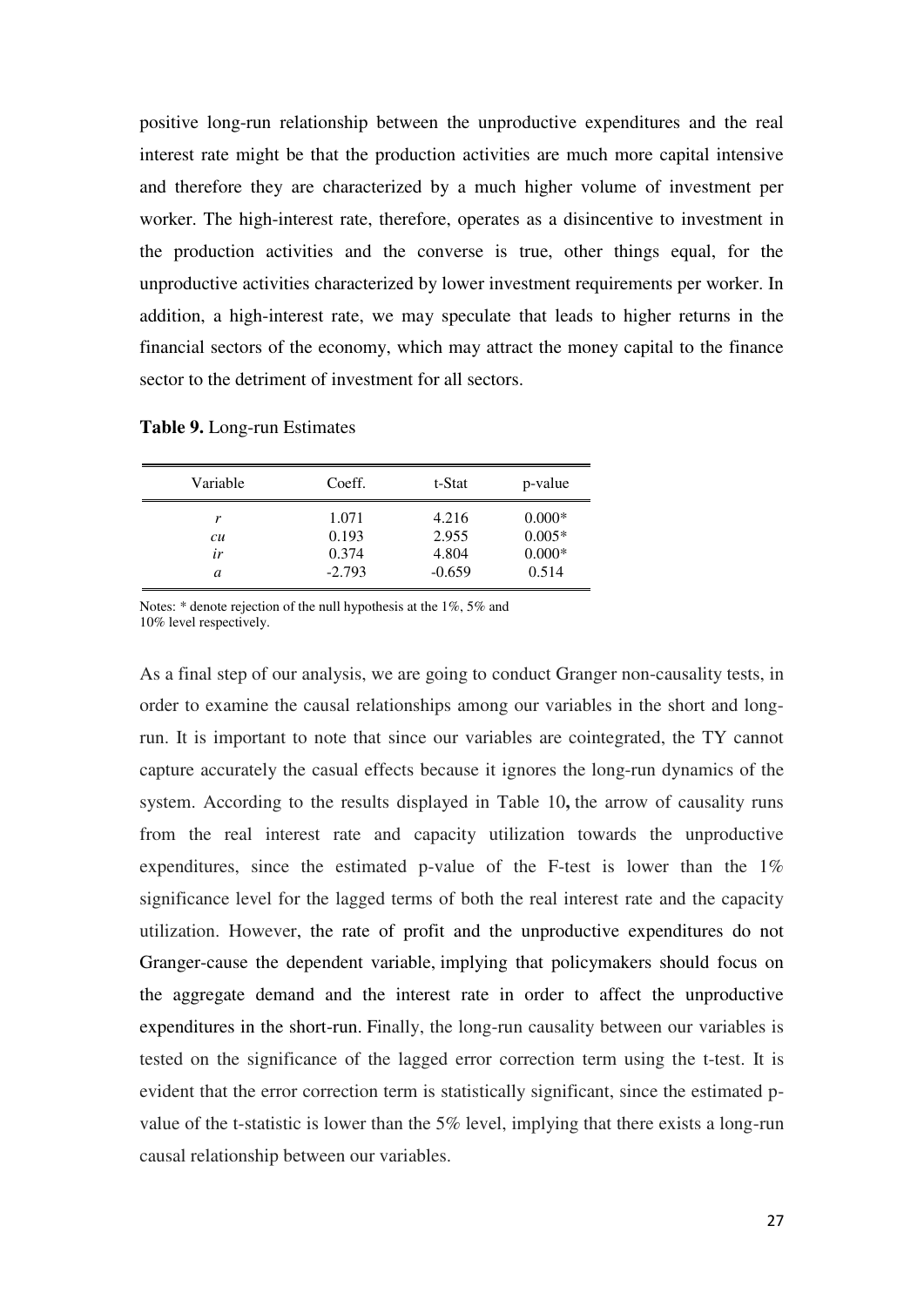positive long-run relationship between the unproductive expenditures and the real interest rate might be that the production activities are much more capital intensive and therefore they are characterized by a much higher volume of investment per worker. The high-interest rate, therefore, operates as a disincentive to investment in the production activities and the converse is true, other things equal, for the unproductive activities characterized by lower investment requirements per worker. In addition, a high-interest rate, we may speculate that leads to higher returns in the financial sectors of the economy, which may attract the money capital to the finance sector to the detriment of investment for all sectors.

**Table 9.** Long-run Estimates

| Variable | Coeff. | t-Stat | p-value |
|---|---|---|---|
| $r$ | 1.071 | 4.216 | 0.000* |
| $cu$ | 0.193 | 2.955 | 0.005* |
| $ir$ | 0.374 | 4.804 | 0.000* |
| $a$ | -2.793 | -0.659 | 0.514 |

Notes: * denote rejection of the null hypothesis at the 1%, 5% and 10% level respectively.

As a final step of our analysis, we are going to conduct Granger non-causality tests, in order to examine the causal relationships among our variables in the short and long-run. It is important to note that since our variables are cointegrated, the TY cannot capture accurately the casual effects because it ignores the long-run dynamics of the system. According to the results displayed in Table 10**,** the arrow of causality runs from the real interest rate and capacity utilization towards the unproductive expenditures, since the estimated p-value of the F-test is lower than the 1% significance level for the lagged terms of both the real interest rate and the capacity utilization. However, the rate of profit and the unproductive expenditures do not Granger-cause the dependent variable, implying that policymakers should focus on the aggregate demand and the interest rate in order to affect the unproductive expenditures in the short-run. Finally, the long-run causality between our variables is tested on the significance of the lagged error correction term using the t-test. It is evident that the error correction term is statistically significant, since the estimated p-value of the t-statistic is lower than the 5% level, implying that there exists a long-run causal relationship between our variables.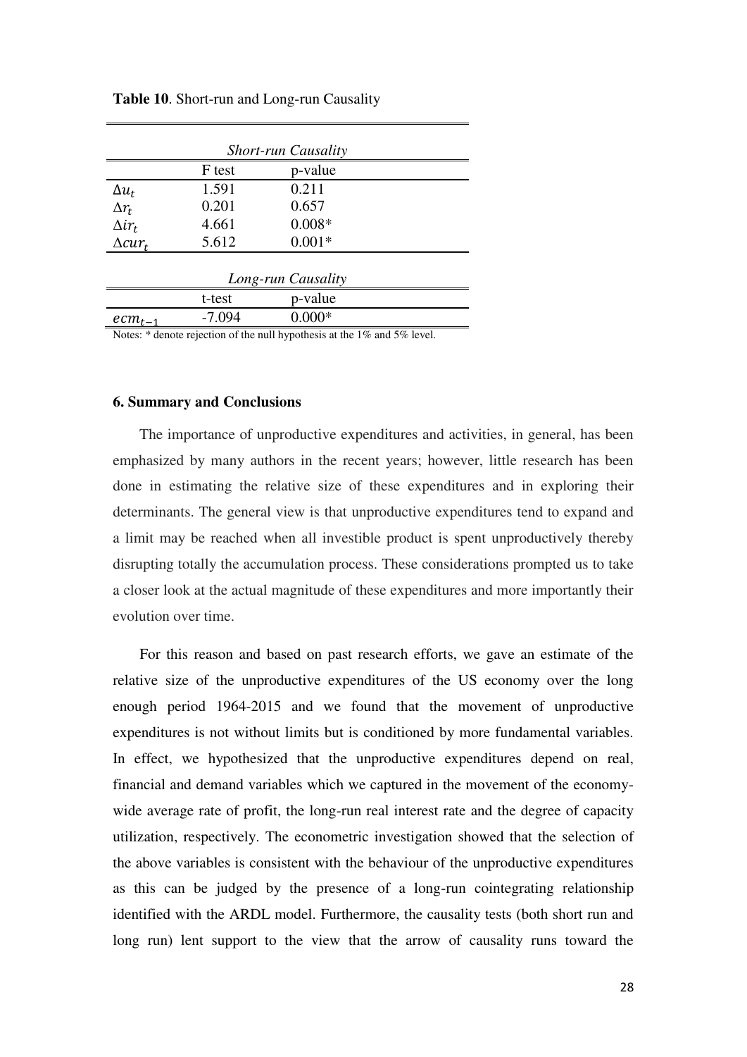**Table 10**. Short-run and Long-run Causality

| *Short-run Causality* | | |
|---|---|---|
| | F test | p-value |
| $\Delta u_t$ | 1.591 | 0.211 |
| $\Delta r_t$ | 0.201 | 0.657 |
| $\Delta ir_t$ | 4.661 | 0.008* |
| $\Delta cur_t$ | 5.612 | 0.001* |
| *Long-run Causality* | | |
| | t-test | p-value |
| $ecm_{t-1}$ | -7.094 | 0.000* |

Notes: * denote rejection of the null hypothesis at the 1% and 5% level.

### 6. Summary and Conclusions

The importance of unproductive expenditures and activities, in general, has been emphasized by many authors in the recent years; however, little research has been done in estimating the relative size of these expenditures and in exploring their determinants. The general view is that unproductive expenditures tend to expand and a limit may be reached when all investible product is spent unproductively thereby disrupting totally the accumulation process. These considerations prompted us to take a closer look at the actual magnitude of these expenditures and more importantly their evolution over time.

For this reason and based on past research efforts, we gave an estimate of the relative size of the unproductive expenditures of the US economy over the long enough period 1964-2015 and we found that the movement of unproductive expenditures is not without limits but is conditioned by more fundamental variables. In effect, we hypothesized that the unproductive expenditures depend on real, financial and demand variables which we captured in the movement of the economy-wide average rate of profit, the long-run real interest rate and the degree of capacity utilization, respectively. The econometric investigation showed that the selection of the above variables is consistent with the behaviour of the unproductive expenditures as this can be judged by the presence of a long-run cointegrating relationship identified with the ARDL model. Furthermore, the causality tests (both short run and long run) lent support to the view that the arrow of causality runs toward the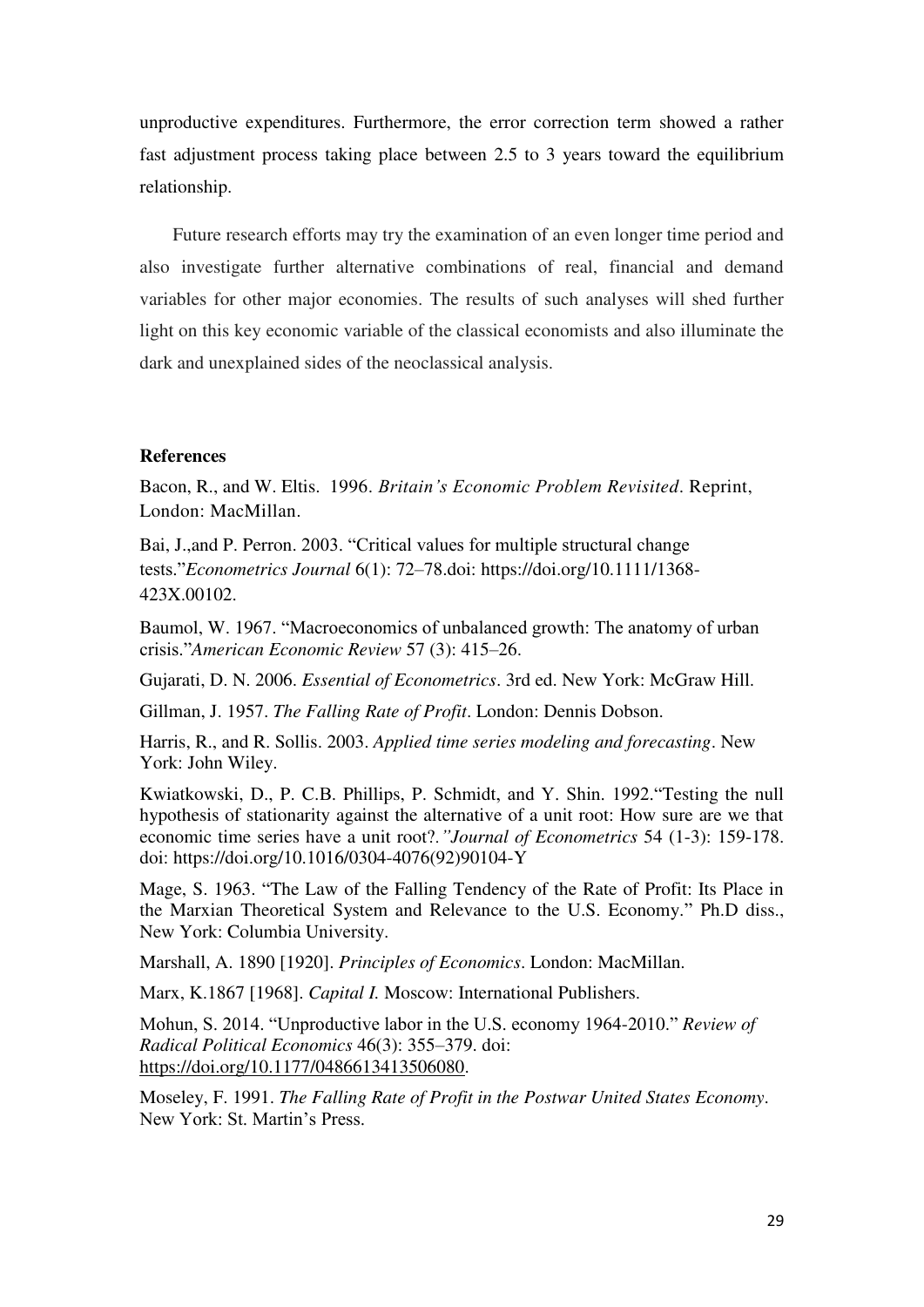unproductive expenditures. Furthermore, the error correction term showed a rather fast adjustment process taking place between 2.5 to 3 years toward the equilibrium relationship.

Future research efforts may try the examination of an even longer time period and also investigate further alternative combinations of real, financial and demand variables for other major economies. The results of such analyses will shed further light on this key economic variable of the classical economists and also illuminate the dark and unexplained sides of the neoclassical analysis.

**References**

Bacon, R., and W. Eltis. 1996. *Britain's Economic Problem Revisited*. Reprint, London: MacMillan.

Bai, J.,and P. Perron. 2003. "Critical values for multiple structural change tests."*Econometrics Journal* 6(1): 72–78.doi: https://doi.org/10.1111/1368-423X.00102.

Baumol, W. 1967. "Macroeconomics of unbalanced growth: The anatomy of urban crisis."*American Economic Review* 57 (3): 415–26.

Gujarati, D. N. 2006. *Essential of Econometrics*. 3rd ed. New York: McGraw Hill.

Gillman, J. 1957. *The Falling Rate of Profit*. London: Dennis Dobson.

Harris, R., and R. Sollis. 2003. *Applied time series modeling and forecasting*. New York: John Wiley.

Kwiatkowski, D., P. C.B. Phillips, P. Schmidt, and Y. Shin. 1992."Testing the null hypothesis of stationarity against the alternative of a unit root: How sure are we that economic time series have a unit root?.*"Journal of Econometrics* 54 (1-3): 159-178. doi: https://doi.org/10.1016/0304-4076(92)90104-Y

Mage, S. 1963. "The Law of the Falling Tendency of the Rate of Profit: Its Place in the Marxian Theoretical System and Relevance to the U.S. Economy." Ph.D diss., New York: Columbia University.

Marshall, A. 1890 [1920]. *Principles of Economics*. London: MacMillan.

Marx, K.1867 [1968]. *Capital I.* Moscow: International Publishers.

Mohun, S. 2014. "Unproductive labor in the U.S. economy 1964-2010." *Review of Radical Political Economics* 46(3): 355–379. doi: https://doi.org/10.1177/0486613413506080.

Moseley, F. 1991. *The Falling Rate of Profit in the Postwar United States Economy*. New York: St. Martin's Press.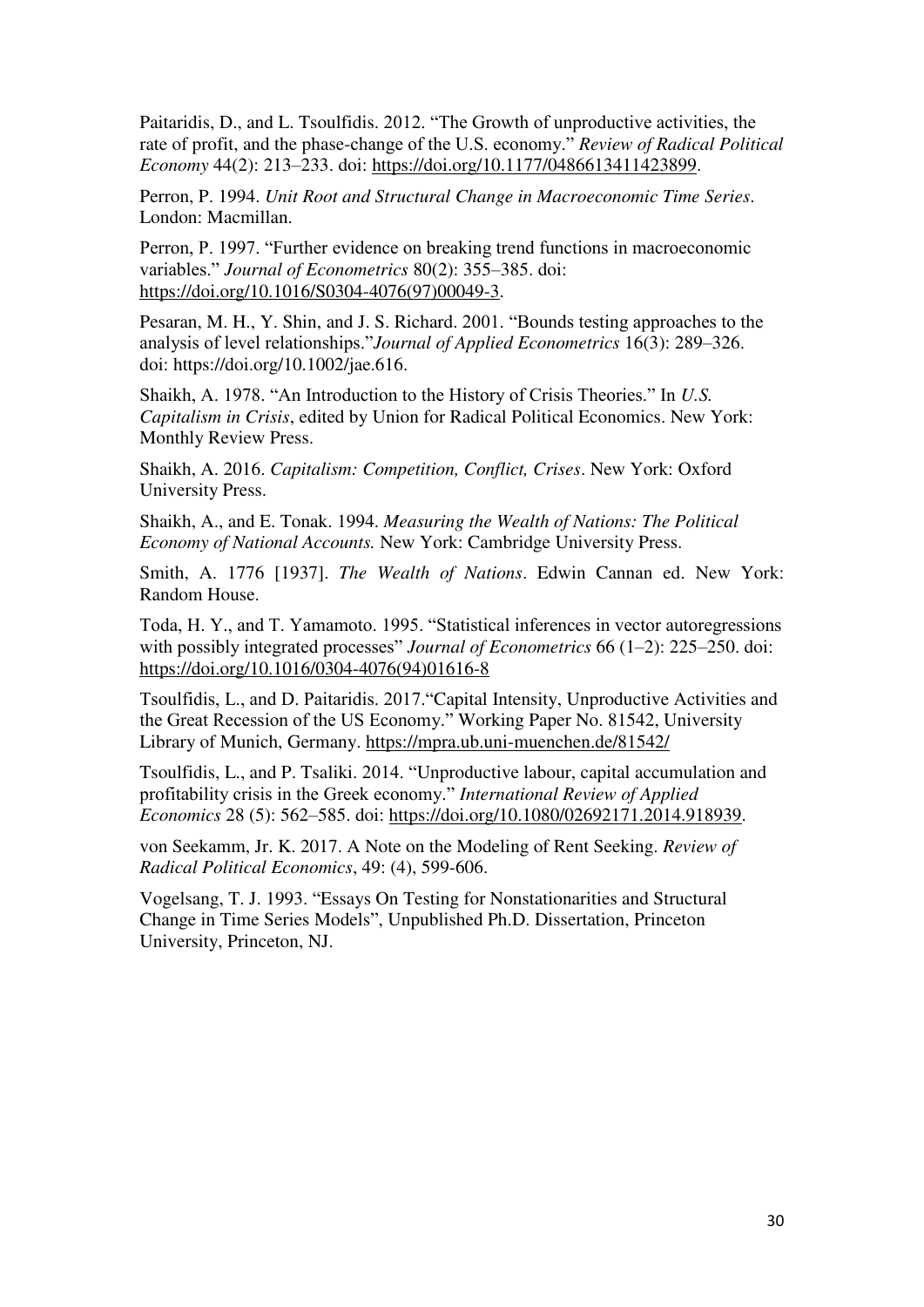Paitaridis, D., and L. Tsoulfidis. 2012. "The Growth of unproductive activities, the rate of profit, and the phase-change of the U.S. economy." *Review of Radical Political Economy* 44(2): 213–233. doi: https://doi.org/10.1177/0486613411423899.

Perron, P. 1994. *Unit Root and Structural Change in Macroeconomic Time Series*. London: Macmillan.

Perron, P. 1997. "Further evidence on breaking trend functions in macroeconomic variables." *Journal of Econometrics* 80(2): 355–385. doi: https://doi.org/10.1016/S0304-4076(97)00049-3.

Pesaran, M. H., Y. Shin, and J. S. Richard. 2001. "Bounds testing approaches to the analysis of level relationships."*Journal of Applied Econometrics* 16(3): 289–326. doi: https://doi.org/10.1002/jae.616.

Shaikh, A. 1978. "An Introduction to the History of Crisis Theories." In *U.S. Capitalism in Crisis*, edited by Union for Radical Political Economics. New York: Monthly Review Press.

Shaikh, A. 2016. *Capitalism: Competition, Conflict, Crises*. New York: Oxford University Press.

Shaikh, A., and E. Tonak. 1994. *Measuring the Wealth of Nations: The Political Economy of National Accounts.* New York: Cambridge University Press.

Smith, A. 1776 [1937]. *The Wealth of Nations*. Edwin Cannan ed. New York: Random House.

Toda, H. Y., and T. Yamamoto. 1995. "Statistical inferences in vector autoregressions with possibly integrated processes" *Journal of Econometrics* 66 (1–2): 225–250. doi: https://doi.org/10.1016/0304-4076(94)01616-8

Tsoulfidis, L., and D. Paitaridis. 2017."Capital Intensity, Unproductive Activities and the Great Recession of the US Economy." Working Paper No. 81542, University Library of Munich, Germany. https://mpra.ub.uni-muenchen.de/81542/

Tsoulfidis, L., and P. Tsaliki. 2014. "Unproductive labour, capital accumulation and profitability crisis in the Greek economy." *International Review of Applied Economics* 28 (5): 562–585. doi: https://doi.org/10.1080/02692171.2014.918939.

von Seekamm, Jr. K. 2017. A Note on the Modeling of Rent Seeking. *Review of Radical Political Economics*, 49: (4), 599-606.

Vogelsang, T. J. 1993. "Essays On Testing for Nonstationarities and Structural Change in Time Series Models", Unpublished Ph.D. Dissertation, Princeton University, Princeton, NJ.